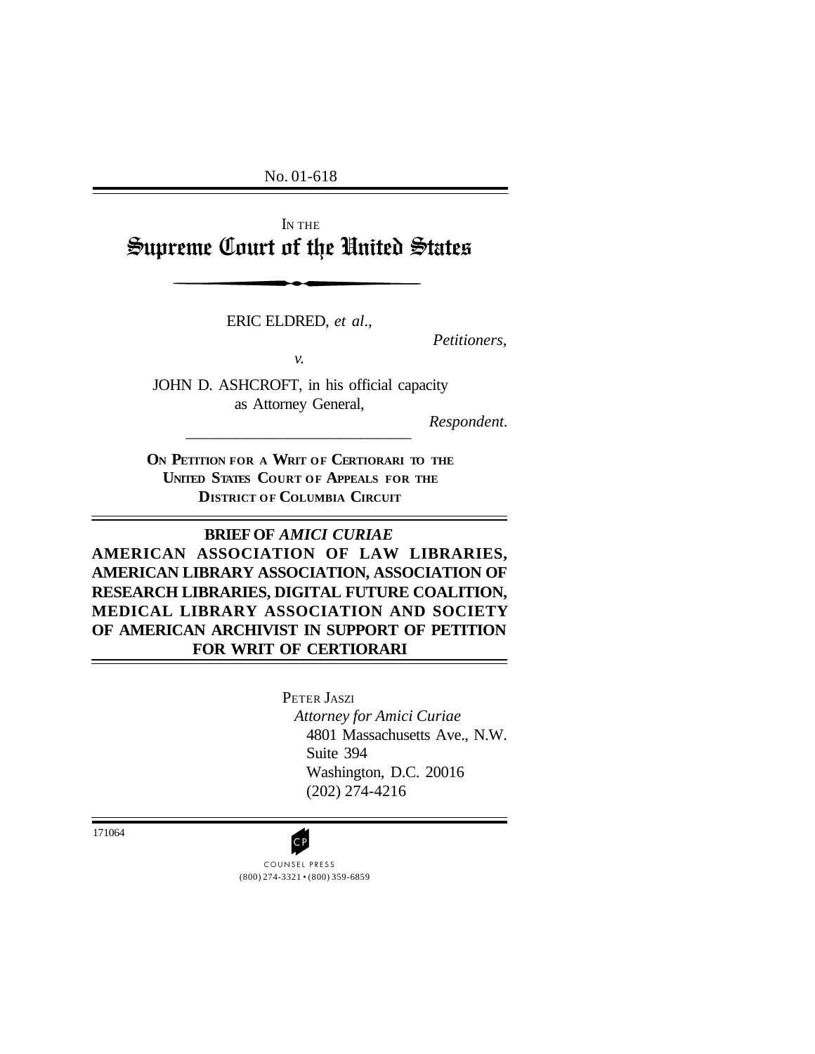No. 01-618

IN THE

# Supreme Court of the United States

ERIC ELDRED, *et al*.,

*Petitioners,*

*v.*

JOHN D. ASHCROFT, in his official capacity as Attorney General,

*Respondent.*

**ON PETITION FOR A WRIT OF CERTIORARI TO THE UNITED STATES COURT OF APPEALS FOR THE DISTRICT OF COLUMBIA CIRCUIT**

## BRIEF OF *AMICI CURIAE* AMERICAN ASSOCIATION OF LAW LIBRARIES, AMERICAN LIBRARY ASSOCIATION, ASSOCIATION OF RESEARCH LIBRARIES, DIGITAL FUTURE COALITION, MEDICAL LIBRARY ASSOCIATION AND SOCIETY OF AMERICAN ARCHIVIST IN SUPPORT OF PETITION FOR WRIT OF CERTIORARI

PETER JASZI
*Attorney for Amici Curiae*
4801 Massachusetts Ave., N.W.
Suite 394
Washington, D.C. 20016
(202) 274-4216

171064

COUNSEL PRESS
(800) 274-3321 • (800) 359-6859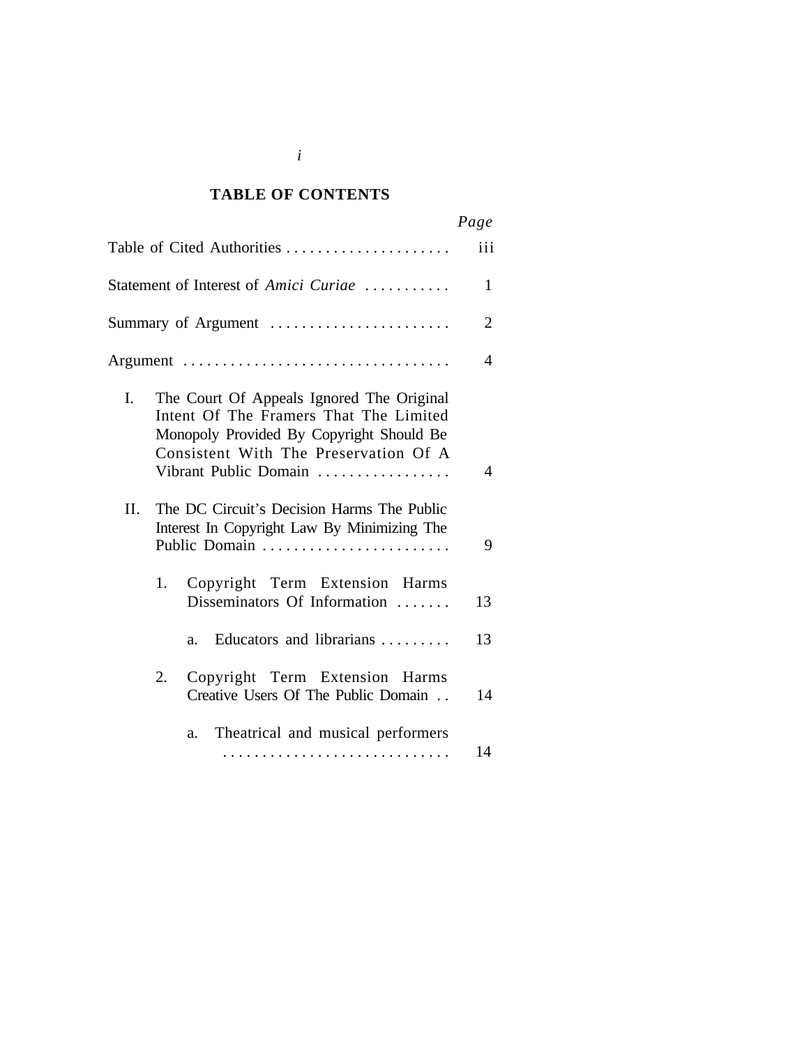## TABLE OF CONTENTS

| | Page |
|---|---|
| Table of Cited Authorities | iii |
| Statement of Interest of *Amici Curiae* | 1 |
| Summary of Argument | 2 |
| Argument | 4 |
| I. The Court Of Appeals Ignored The Original Intent Of The Framers That The Limited Monopoly Provided By Copyright Should Be Consistent With The Preservation Of A Vibrant Public Domain | 4 |
| II. The DC Circuit's Decision Harms The Public Interest In Copyright Law By Minimizing The Public Domain | 9 |
| 1. Copyright Term Extension Harms Disseminators Of Information | 13 |
| a. Educators and librarians | 13 |
| 2. Copyright Term Extension Harms Creative Users Of The Public Domain | 14 |
| a. Theatrical and musical performers | 14 |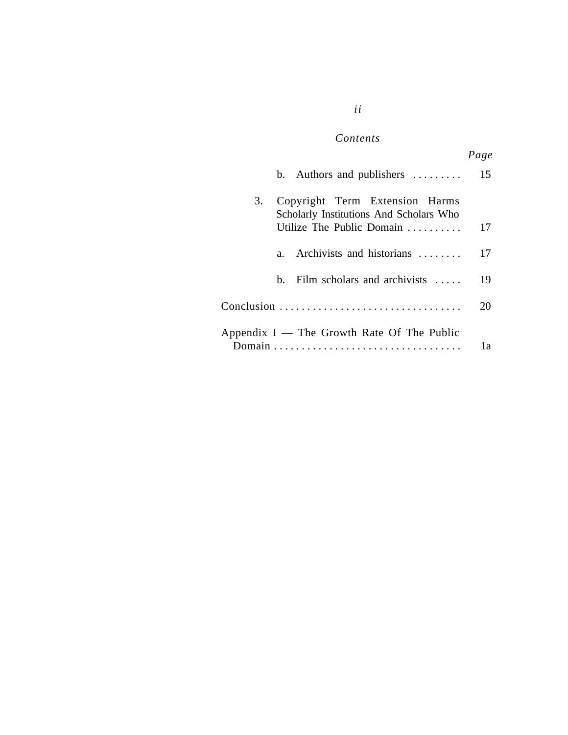*Contents*

| | *Page* |
|---|---|
| b. Authors and publishers | 15 |
| 3. Copyright Term Extension Harms Scholarly Institutions And Scholars Who Utilize The Public Domain | 17 |
| a. Archivists and historians | 17 |
| b. Film scholars and archivists | 19 |
| Conclusion | 20 |
| Appendix I — The Growth Rate Of The Public Domain | 1a |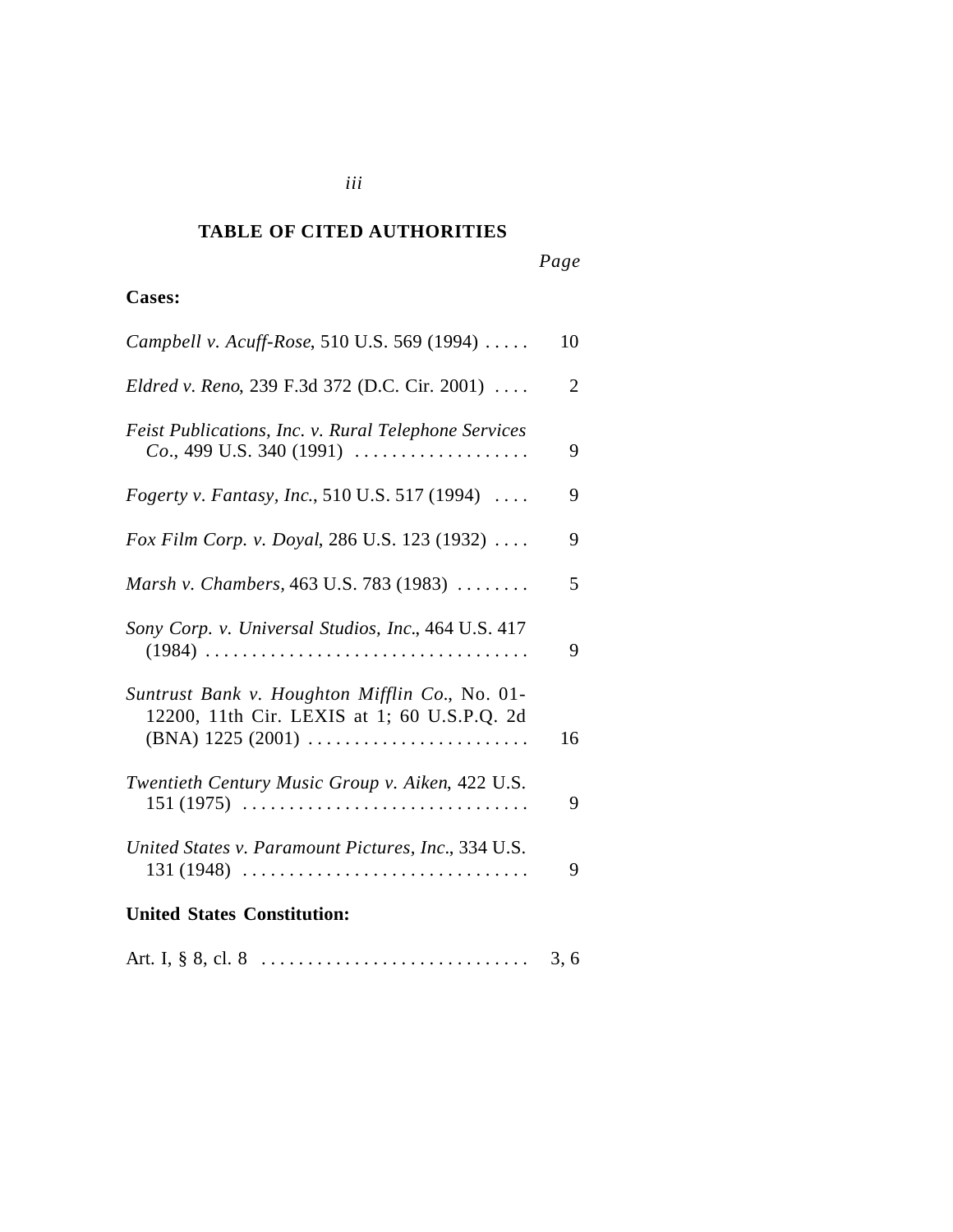# TABLE OF CITED AUTHORITIES

| | Page |
|---|---|
| **Cases:** | |
| *Campbell v. Acuff-Rose*, 510 U.S. 569 (1994) | 10 |
| *Eldred v. Reno*, 239 F.3d 372 (D.C. Cir. 2001) | 2 |
| *Feist Publications, Inc. v. Rural Telephone Services Co*., 499 U.S. 340 (1991) | 9 |
| *Fogerty v. Fantasy, Inc*., 510 U.S. 517 (1994) | 9 |
| *Fox Film Corp. v. Doyal*, 286 U.S. 123 (1932) | 9 |
| *Marsh v. Chambers*, 463 U.S. 783 (1983) | 5 |
| *Sony Corp. v. Universal Studios, Inc*., 464 U.S. 417 (1984) | 9 |
| *Suntrust Bank v. Houghton Mifflin Co*., No. 01-12200, 11th Cir. LEXIS at 1; 60 U.S.P.Q. 2d (BNA) 1225 (2001) | 16 |
| *Twentieth Century Music Group v. Aiken*, 422 U.S. 151 (1975) | 9 |
| *United States v. Paramount Pictures, Inc*., 334 U.S. 131 (1948) | 9 |
| **United States Constitution:** | |
| Art. I, § 8, cl. 8 | 3, 6 |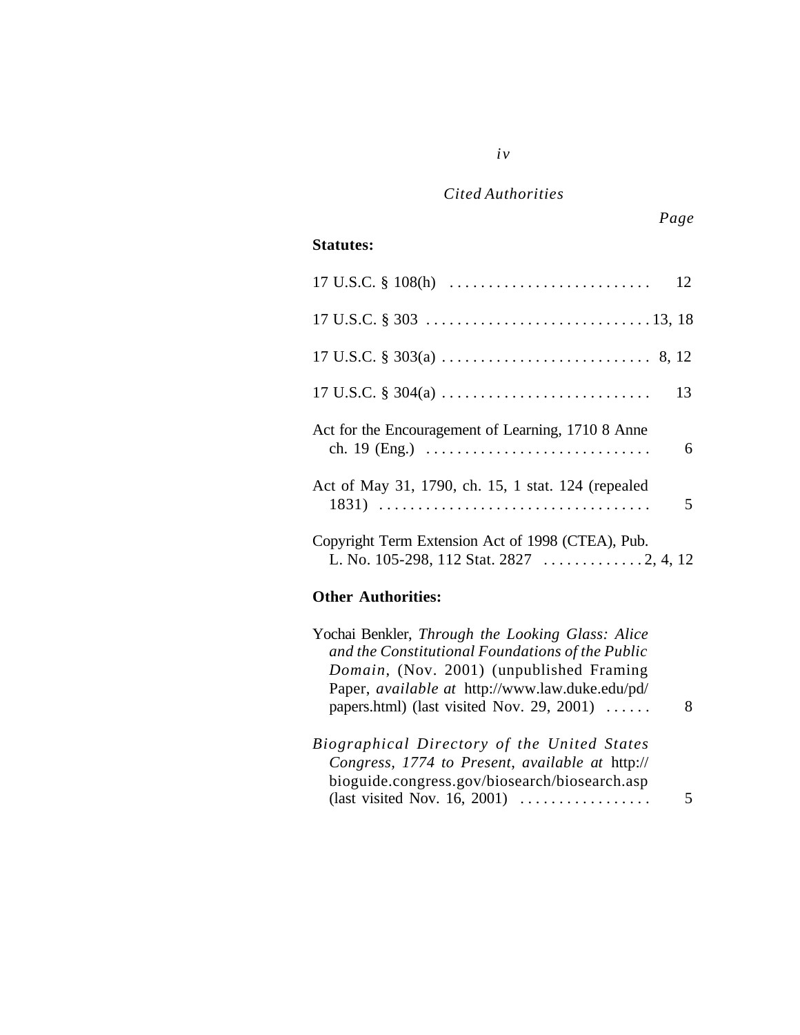*Cited Authorities*

*Page*

**Statutes:**

17 U.S.C. § 108(h) . . . . . . . . . . . . . . . . . . . . . . . . . . 12

17 U.S.C. § 303 . . . . . . . . . . . . . . . . . . . . . . . . . . . . . 13, 18

17 U.S.C. § 303(a) . . . . . . . . . . . . . . . . . . . . . . . . . . . 8, 12

17 U.S.C. § 304(a) . . . . . . . . . . . . . . . . . . . . . . . . . . . 13

Act for the Encouragement of Learning, 1710 8 Anne ch. 19 (Eng.) . . . . . . . . . . . . . . . . . . . . . . . . . . . . . 6

Act of May 31, 1790, ch. 15, 1 stat. 124 (repealed 1831) . . . . . . . . . . . . . . . . . . . . . . . . . . . . . . . . . . . 5

Copyright Term Extension Act of 1998 (CTEA), Pub. L. No. 105-298, 112 Stat. 2827 . . . . . . . . . . . . . 2, 4, 12

**Other Authorities:**

Yochai Benkler, *Through the Looking Glass: Alice and the Constitutional Foundations of the Public Domain*, (Nov. 2001) (unpublished Framing Paper, *available at* http://www.law.duke.edu/pd/papers.html) (last visited Nov. 29, 2001) . . . . . . 8

*Biographical Directory of the United States Congress, 1774 to Present*, *available at* http://bioguide.congress.gov/biosearch/biosearch.asp (last visited Nov. 16, 2001) . . . . . . . . . . . . . . . . . 5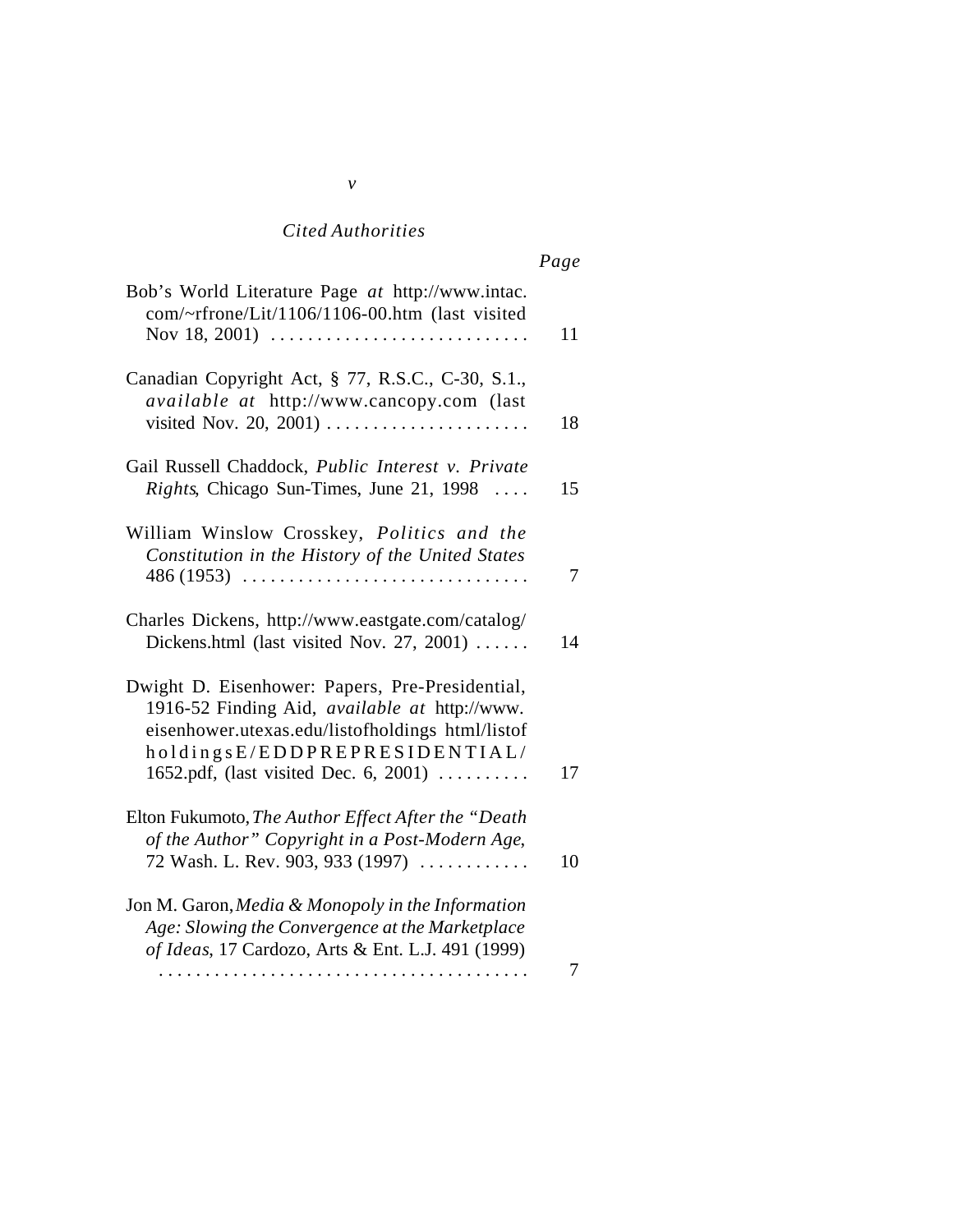*Cited Authorities*

| | Page |
|---|---|
| Bob's World Literature Page *at* http://www.intac.com/~rfrone/Lit/1106/1106-00.htm (last visited Nov 18, 2001) . . . . . . . . . . . . . . . . . . . . . . . . . . . . | 11 |
| Canadian Copyright Act, § 77, R.S.C., C-30, S.1., *available at* http://www.cancopy.com (last visited Nov. 20, 2001) . . . . . . . . . . . . . . . . . . . . . . | 18 |
| Gail Russell Chaddock, *Public Interest v. Private Rights*, Chicago Sun-Times, June 21, 1998 . . . . | 15 |
| William Winslow Crosskey, *Politics and the Constitution in the History of the United States* 486 (1953) . . . . . . . . . . . . . . . . . . . . . . . . . . . . . . . | 7 |
| Charles Dickens, http://www.eastgate.com/catalog/Dickens.html (last visited Nov. 27, 2001) . . . . . . | 14 |
| Dwight D. Eisenhower: Papers, Pre-Presidential, 1916-52 Finding Aid, *available at* http://www.eisenhower.utexas.edu/listofholdings html/listofholdingsE/EDDPREPRESIDENTIAL/1652.pdf, (last visited Dec. 6, 2001) . . . . . . . . . . | 17 |
| Elton Fukumoto, *The Author Effect After the "Death of the Author" Copyright in a Post-Modern Age*, 72 Wash. L. Rev. 903, 933 (1997) . . . . . . . . . . . . | 10 |
| Jon M. Garon, *Media & Monopoly in the Information Age: Slowing the Convergence at the Marketplace of Ideas*, 17 Cardozo, Arts & Ent. L.J. 491 (1999) . . . . . . . . . . . . . . . . . . . . . . . . . . . . . . . . . . . . . . . . | 7 |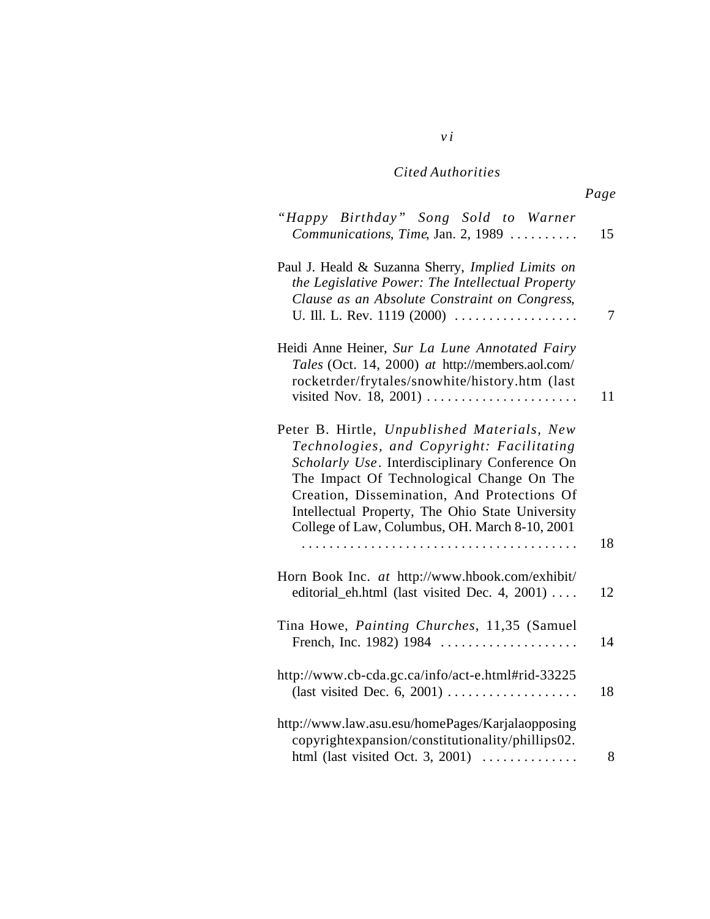*Cited Authorities*

| | Page |
|---|---|
| *"Happy Birthday" Song Sold to Warner Communications*, *Time*, Jan. 2, 1989 . . . . . . . . . . | 15 |
| Paul J. Heald & Suzanna Sherry, *Implied Limits on the Legislative Power: The Intellectual Property Clause as an Absolute Constraint on Congress*, U. Ill. L. Rev. 1119 (2000) . . . . . . . . . . . . . . . . . . | 7 |
| Heidi Anne Heiner, *Sur La Lune Annotated Fairy Tales* (Oct. 14, 2000) *at* http://members.aol.com/rocketrder/frytales/snowhite/history.htm (last visited Nov. 18, 2001) . . . . . . . . . . . . . . . . . . . . . . | 11 |
| Peter B. Hirtle, *Unpublished Materials, New Technologies, and Copyright: Facilitating Scholarly Use*. Interdisciplinary Conference On The Impact Of Technological Change On The Creation, Dissemination, And Protections Of Intellectual Property, The Ohio State University College of Law, Columbus, OH. March 8-10, 2001 . . . . . . . . . . . . . . . . . . . . . . . . . . . . . . . . . . . . . . . . | 18 |
| Horn Book Inc. *at* http://www.hbook.com/exhibit/editorial_eh.html (last visited Dec. 4, 2001) . . . . | 12 |
| Tina Howe, *Painting Churches*, 11,35 (Samuel French, Inc. 1982) 1984 . . . . . . . . . . . . . . . . . . . . | 14 |
| http://www.cb-cda.gc.ca/info/act-e.html#rid-33225 (last visited Dec. 6, 2001) . . . . . . . . . . . . . . . . . . . | 18 |
| http://www.law.asu.esu/homePages/Karjalaopposingcopyrightexpansion/constitutionality/phillips02.html (last visited Oct. 3, 2001) . . . . . . . . . . . . . . | 8 |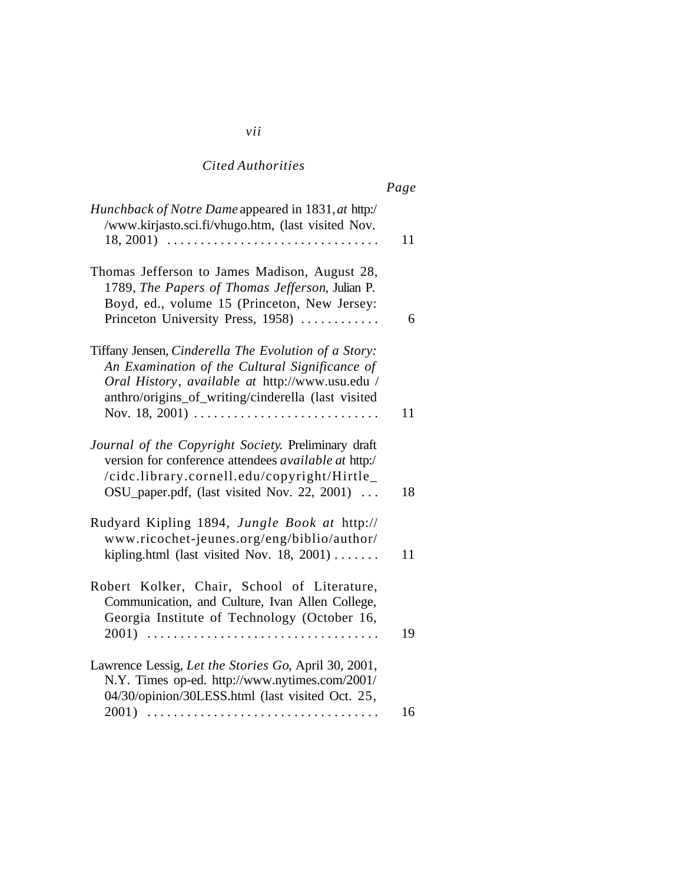*Cited Authorities*

| | Page |
|---|---|
| *Hunchback of Notre Dame* appeared in 1831, *at* http:/ /www.kirjasto.sci.fi/vhugo.htm, (last visited Nov. 18, 2001) . . . . . . . . . . . . . . . . . . . . . . . . . . . . . . . | 11 |
| Thomas Jefferson to James Madison, August 28, 1789, *The Papers of Thomas Jefferson*, Julian P. Boyd, ed., volume 15 (Princeton, New Jersey: Princeton University Press, 1958) . . . . . . . . . . . . | 6 |
| Tiffany Jensen, *Cinderella The Evolution of a Story: An Examination of the Cultural Significance of Oral History*, *available at* http://www.usu.edu / anthro/origins_of_writing/cinderella (last visited Nov. 18, 2001) . . . . . . . . . . . . . . . . . . . . . . . . . . . | 11 |
| *Journal of the Copyright Society*. Preliminary draft version for conference attendees *available at* http:/ /cidc.library.cornell.edu/copyright/Hirtle_ OSU_paper.pdf, (last visited Nov. 22, 2001) . . . | 18 |
| Rudyard Kipling 1894, *Jungle Book at* http:// www.ricochet-jeunes.org/eng/biblio/author/ kipling.html (last visited Nov. 18, 2001) . . . . . . . | 11 |
| Robert Kolker, Chair, School of Literature, Communication, and Culture, Ivan Allen College, Georgia Institute of Technology (October 16, 2001) . . . . . . . . . . . . . . . . . . . . . . . . . . . . . . . . . . | 19 |
| Lawrence Lessig, *Let the Stories Go*, April 30, 2001, N.Y. Times op-ed. http://www.nytimes.com/2001/ 04/30/opinion/30LESS.html (last visited Oct. 25, 2001) . . . . . . . . . . . . . . . . . . . . . . . . . . . . . . . . . . | 16 |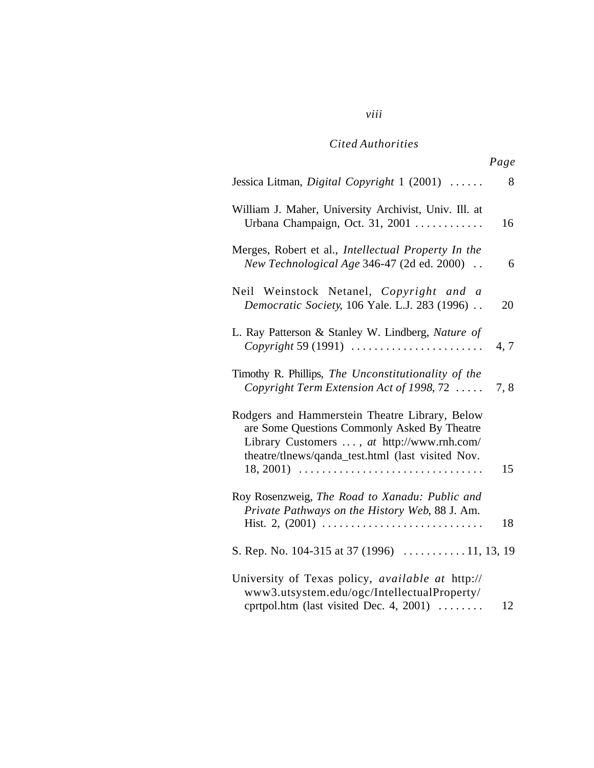*Cited Authorities*

| | *Page* |
|---|---|
| Jessica Litman, *Digital Copyright* 1 (2001) | 8 |
| William J. Maher, University Archivist, Univ. Ill. at Urbana Champaign, Oct. 31, 2001 | 16 |
| Merges, Robert et al., *Intellectual Property In the New Technological Age* 346-47 (2d ed. 2000) | 6 |
| Neil Weinstock Netanel, *Copyright and a Democratic Society*, 106 Yale. L.J. 283 (1996) | 20 |
| L. Ray Patterson & Stanley W. Lindberg, *Nature of Copyright* 59 (1991) | 4, 7 |
| Timothy R. Phillips, *The Unconstitutionality of the Copyright Term Extension Act of 1998*, 72 | 7, 8 |
| Rodgers and Hammerstein Theatre Library, Below are Some Questions Commonly Asked By Theatre Library Customers . . . , *at* http://www.rnh.com/theatre/tlnews/qanda_test.html (last visited Nov. 18, 2001) | 15 |
| Roy Rosenzweig, *The Road to Xanadu: Public and Private Pathways on the History Web*, 88 J. Am. Hist. 2, (2001) | 18 |
| S. Rep. No. 104-315 at 37 (1996) | 11, 13, 19 |
| University of Texas policy, *available at* http://www3.utsystem.edu/ogc/IntellectualProperty/cprtpol.htm (last visited Dec. 4, 2001) | 12 |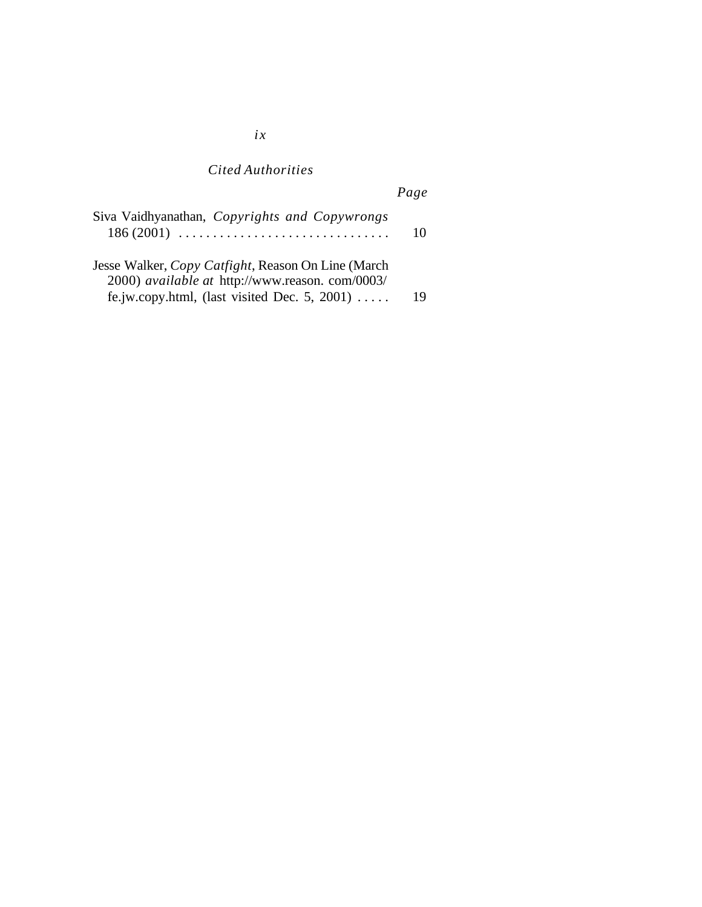*Cited Authorities*

| | *Page* |
|---|---|
| Siva Vaidhyanathan, *Copyrights and Copywrongs* 186 (2001) . . . . . . . . . . . . . . . . . . . . . . . . . . . . . . . | 10 |
| Jesse Walker, *Copy Catfight*, Reason On Line (March 2000) *available at* http://www.reason. com/0003/ fe.jw.copy.html, (last visited Dec. 5, 2001) . . . . . | 19 |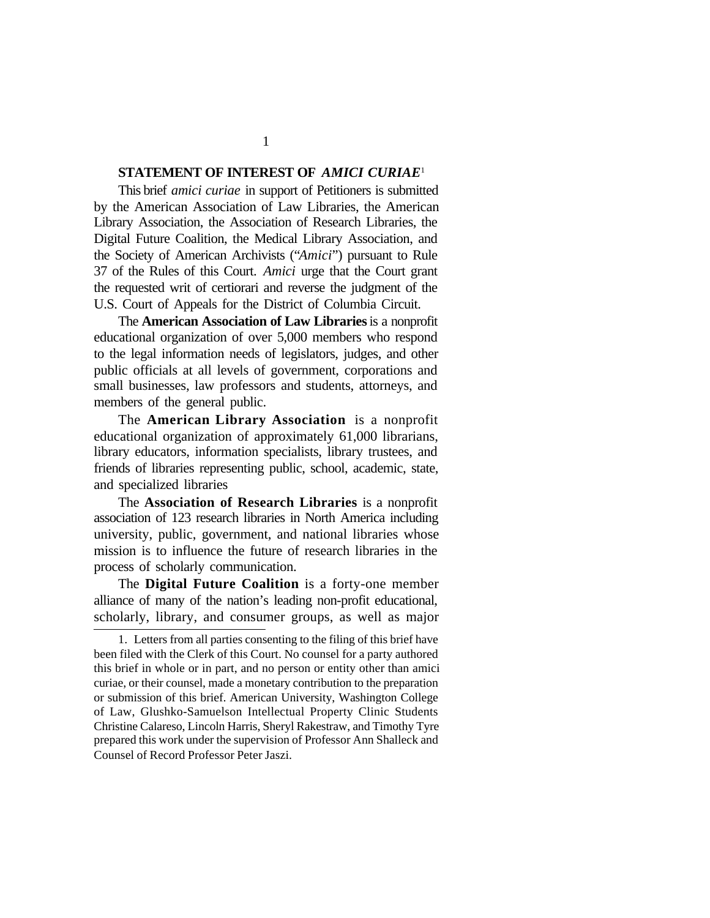## STATEMENT OF INTEREST OF *AMICI CURIAE*[1]

This brief *amici curiae* in support of Petitioners is submitted by the American Association of Law Libraries, the American Library Association, the Association of Research Libraries, the Digital Future Coalition, the Medical Library Association, and the Society of American Archivists ("*Amici*") pursuant to Rule 37 of the Rules of this Court. *Amici* urge that the Court grant the requested writ of certiorari and reverse the judgment of the U.S. Court of Appeals for the District of Columbia Circuit.

The **American Association of Law Libraries** is a nonprofit educational organization of over 5,000 members who respond to the legal information needs of legislators, judges, and other public officials at all levels of government, corporations and small businesses, law professors and students, attorneys, and members of the general public.

The **American Library Association** is a nonprofit educational organization of approximately 61,000 librarians, library educators, information specialists, library trustees, and friends of libraries representing public, school, academic, state, and specialized libraries

The **Association of Research Libraries** is a nonprofit association of 123 research libraries in North America including university, public, government, and national libraries whose mission is to influence the future of research libraries in the process of scholarly communication.

The **Digital Future Coalition** is a forty-one member alliance of many of the nation's leading non-profit educational, scholarly, library, and consumer groups, as well as major

1. Letters from all parties consenting to the filing of this brief have been filed with the Clerk of this Court. No counsel for a party authored this brief in whole or in part, and no person or entity other than amici curiae, or their counsel, made a monetary contribution to the preparation or submission of this brief. American University, Washington College of Law, Glushko-Samuelson Intellectual Property Clinic Students Christine Calareso, Lincoln Harris, Sheryl Rakestraw, and Timothy Tyre prepared this work under the supervision of Professor Ann Shalleck and Counsel of Record Professor Peter Jaszi.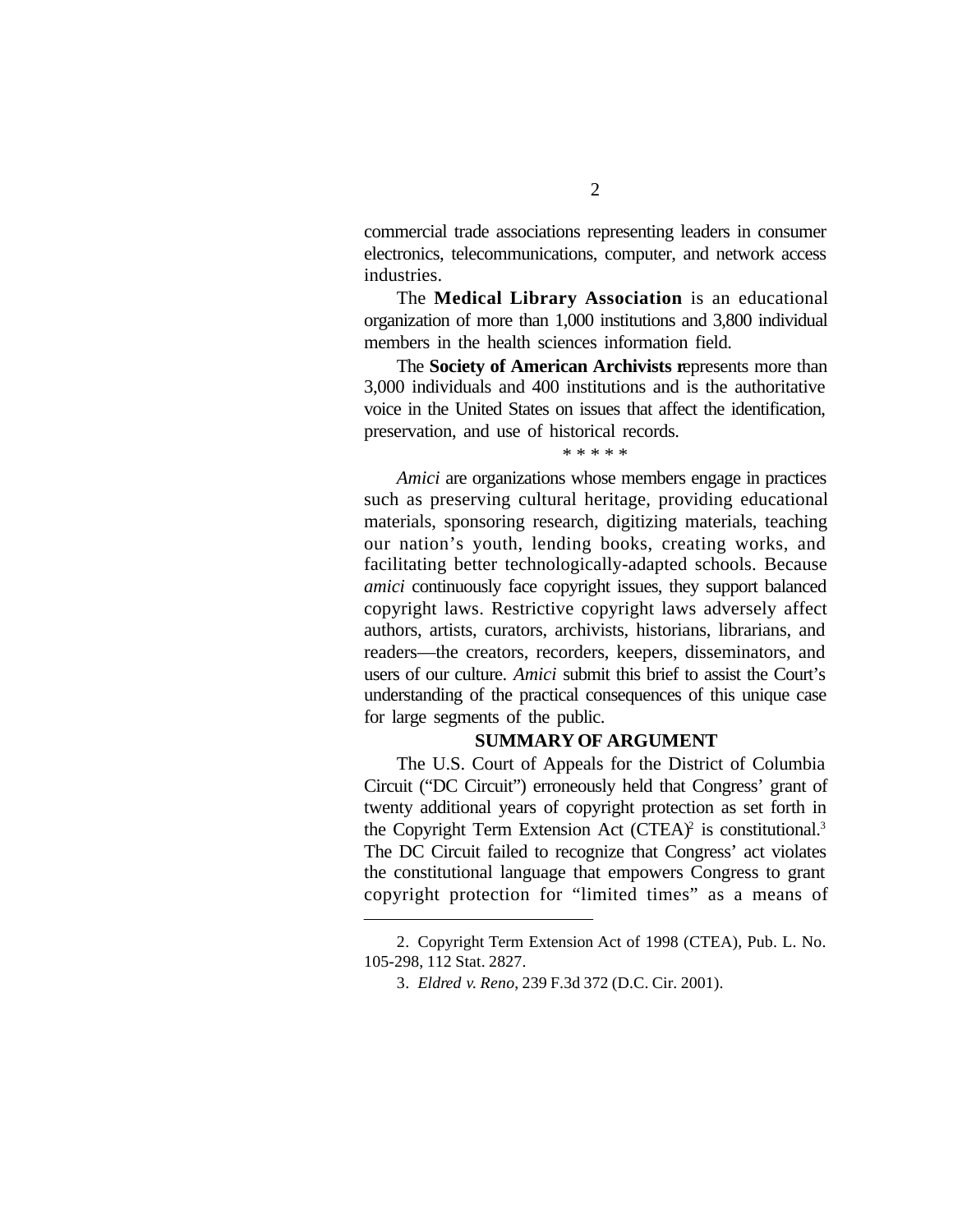commercial trade associations representing leaders in consumer electronics, telecommunications, computer, and network access industries.

The **Medical Library Association** is an educational organization of more than 1,000 institutions and 3,800 individual members in the health sciences information field.

The **Society of American Archivists** represents more than 3,000 individuals and 400 institutions and is the authoritative voice in the United States on issues that affect the identification, preservation, and use of historical records.

\* \* \* \* \*

*Amici* are organizations whose members engage in practices such as preserving cultural heritage, providing educational materials, sponsoring research, digitizing materials, teaching our nation's youth, lending books, creating works, and facilitating better technologically-adapted schools. Because *amici* continuously face copyright issues, they support balanced copyright laws. Restrictive copyright laws adversely affect authors, artists, curators, archivists, historians, librarians, and readers—the creators, recorders, keepers, disseminators, and users of our culture. *Amici* submit this brief to assist the Court's understanding of the practical consequences of this unique case for large segments of the public.

## SUMMARY OF ARGUMENT

The U.S. Court of Appeals for the District of Columbia Circuit ("DC Circuit") erroneously held that Congress' grant of twenty additional years of copyright protection as set forth in the Copyright Term Extension Act (CTEA)[2] is constitutional.[3] The DC Circuit failed to recognize that Congress' act violates the constitutional language that empowers Congress to grant copyright protection for "limited times" as a means of

---

2. Copyright Term Extension Act of 1998 (CTEA), Pub. L. No. 105-298, 112 Stat. 2827.

3. *Eldred v. Reno*, 239 F.3d 372 (D.C. Cir. 2001).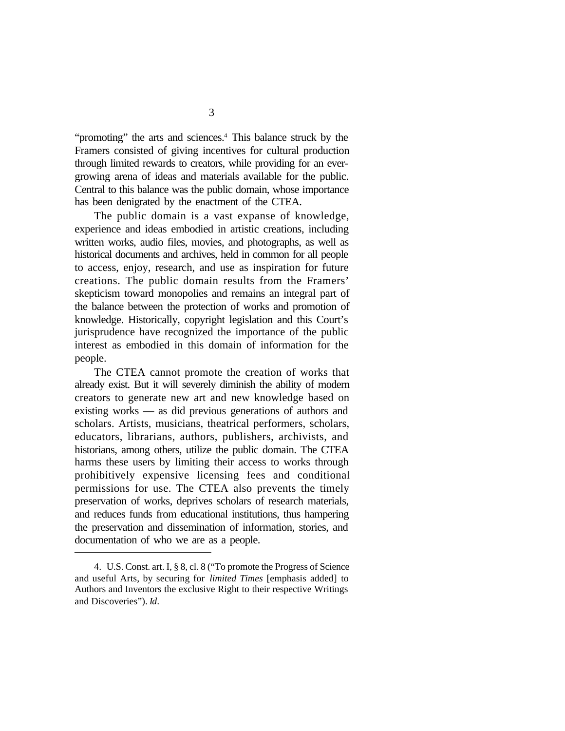"promoting" the arts and sciences.[4] This balance struck by the Framers consisted of giving incentives for cultural production through limited rewards to creators, while providing for an ever-growing arena of ideas and materials available for the public. Central to this balance was the public domain, whose importance has been denigrated by the enactment of the CTEA.

The public domain is a vast expanse of knowledge, experience and ideas embodied in artistic creations, including written works, audio files, movies, and photographs, as well as historical documents and archives, held in common for all people to access, enjoy, research, and use as inspiration for future creations. The public domain results from the Framers' skepticism toward monopolies and remains an integral part of the balance between the protection of works and promotion of knowledge. Historically, copyright legislation and this Court's jurisprudence have recognized the importance of the public interest as embodied in this domain of information for the people.

The CTEA cannot promote the creation of works that already exist. But it will severely diminish the ability of modern creators to generate new art and new knowledge based on existing works — as did previous generations of authors and scholars. Artists, musicians, theatrical performers, scholars, educators, librarians, authors, publishers, archivists, and historians, among others, utilize the public domain. The CTEA harms these users by limiting their access to works through prohibitively expensive licensing fees and conditional permissions for use. The CTEA also prevents the timely preservation of works, deprives scholars of research materials, and reduces funds from educational institutions, thus hampering the preservation and dissemination of information, stories, and documentation of who we are as a people.

---

4. U.S. Const. art. I, § 8, cl. 8 ("To promote the Progress of Science and useful Arts, by securing for *limited Times* [emphasis added] to Authors and Inventors the exclusive Right to their respective Writings and Discoveries"). *Id*.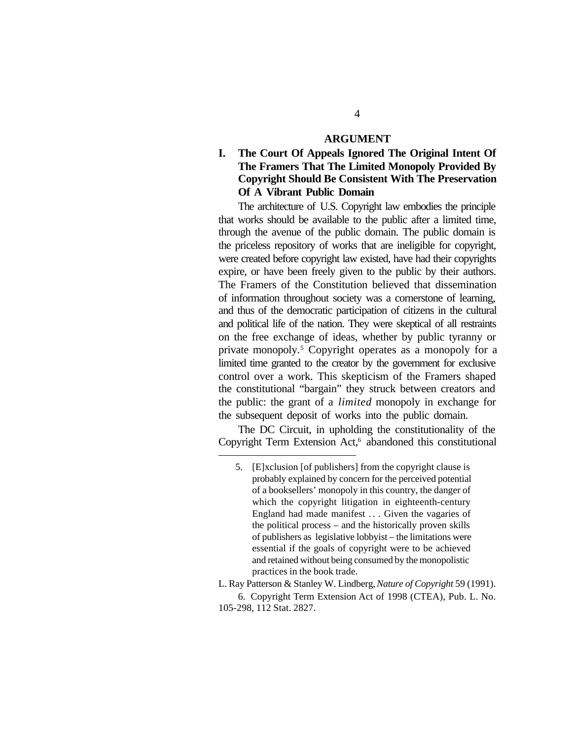## ARGUMENT

### I. The Court Of Appeals Ignored The Original Intent Of The Framers That The Limited Monopoly Provided By Copyright Should Be Consistent With The Preservation Of A Vibrant Public Domain

The architecture of U.S. Copyright law embodies the principle that works should be available to the public after a limited time, through the avenue of the public domain. The public domain is the priceless repository of works that are ineligible for copyright, were created before copyright law existed, have had their copyrights expire, or have been freely given to the public by their authors. The Framers of the Constitution believed that dissemination of information throughout society was a cornerstone of learning, and thus of the democratic participation of citizens in the cultural and political life of the nation. They were skeptical of all restraints on the free exchange of ideas, whether by public tyranny or private monopoly.[5] Copyright operates as a monopoly for a limited time granted to the creator by the government for exclusive control over a work. This skepticism of the Framers shaped the constitutional "bargain" they struck between creators and the public: the grant of a *limited* monopoly in exchange for the subsequent deposit of works into the public domain.

The DC Circuit, in upholding the constitutionality of the Copyright Term Extension Act,[6] abandoned this constitutional

---

5. [E]xclusion [of publishers] from the copyright clause is probably explained by concern for the perceived potential of a booksellers' monopoly in this country, the danger of which the copyright litigation in eighteenth-century England had made manifest . . . Given the vagaries of the political process – and the historically proven skills of publishers as legislative lobbyist – the limitations were essential if the goals of copyright were to be achieved and retained without being consumed by the monopolistic practices in the book trade.

L. Ray Patterson & Stanley W. Lindberg, *Nature of Copyright* 59 (1991).

6. Copyright Term Extension Act of 1998 (CTEA), Pub. L. No. 105-298, 112 Stat. 2827.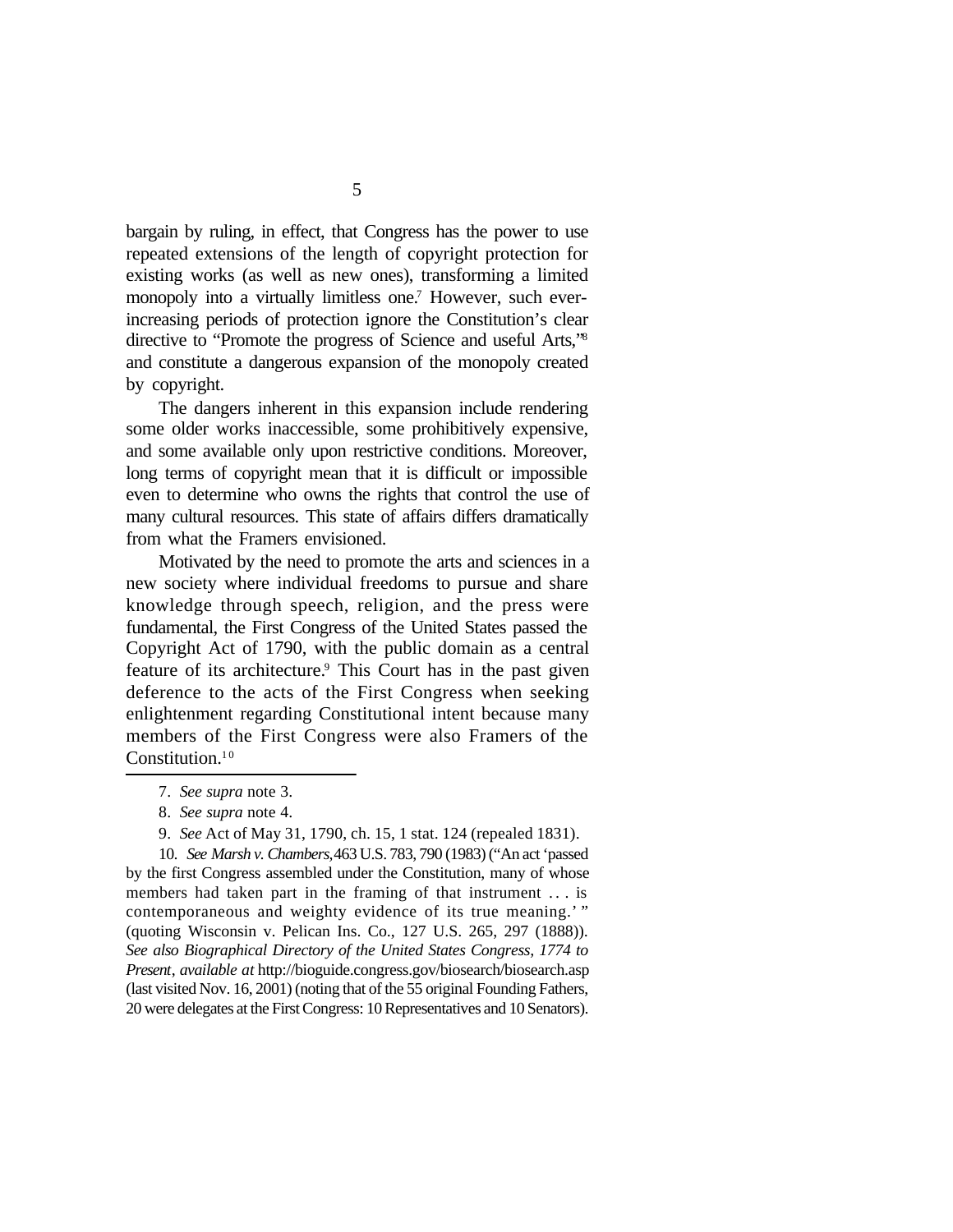bargain by ruling, in effect, that Congress has the power to use repeated extensions of the length of copyright protection for existing works (as well as new ones), transforming a limited monopoly into a virtually limitless one.[7] However, such ever-increasing periods of protection ignore the Constitution's clear directive to "Promote the progress of Science and useful Arts,"[8] and constitute a dangerous expansion of the monopoly created by copyright.

The dangers inherent in this expansion include rendering some older works inaccessible, some prohibitively expensive, and some available only upon restrictive conditions. Moreover, long terms of copyright mean that it is difficult or impossible even to determine who owns the rights that control the use of many cultural resources. This state of affairs differs dramatically from what the Framers envisioned.

Motivated by the need to promote the arts and sciences in a new society where individual freedoms to pursue and share knowledge through speech, religion, and the press were fundamental, the First Congress of the United States passed the Copyright Act of 1790, with the public domain as a central feature of its architecture.[9] This Court has in the past given deference to the acts of the First Congress when seeking enlightenment regarding Constitutional intent because many members of the First Congress were also Framers of the Constitution.[10]

---

7. *See supra* note 3.

8. *See supra* note 4.

9. *See* Act of May 31, 1790, ch. 15, 1 stat. 124 (repealed 1831).

10. *See Marsh v. Chambers*, 463 U.S. 783, 790 (1983) ("An act 'passed by the first Congress assembled under the Constitution, many of whose members had taken part in the framing of that instrument . . . is contemporaneous and weighty evidence of its true meaning.' " (quoting Wisconsin v. Pelican Ins. Co., 127 U.S. 265, 297 (1888)). *See also Biographical Directory of the United States Congress, 1774 to Present*, *available at* http://bioguide.congress.gov/biosearch/biosearch.asp (last visited Nov. 16, 2001) (noting that of the 55 original Founding Fathers, 20 were delegates at the First Congress: 10 Representatives and 10 Senators).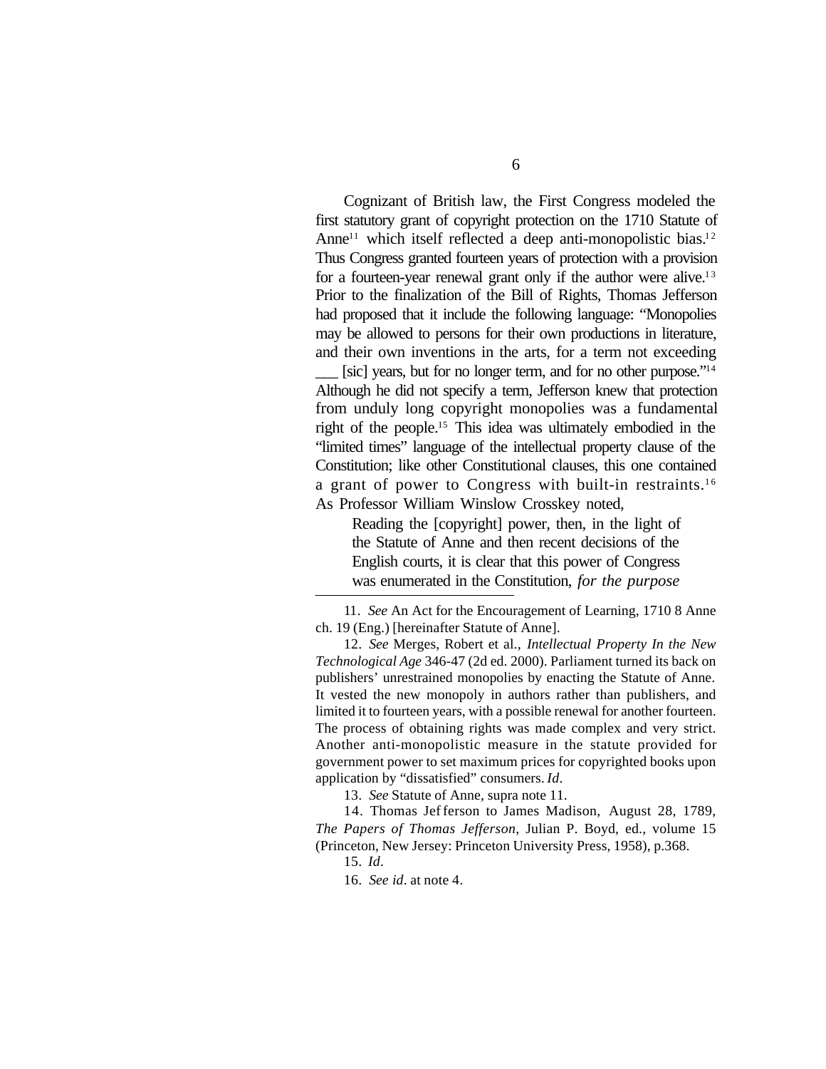Cognizant of British law, the First Congress modeled the first statutory grant of copyright protection on the 1710 Statute of Anne[11] which itself reflected a deep anti-monopolistic bias.[12] Thus Congress granted fourteen years of protection with a provision for a fourteen-year renewal grant only if the author were alive.[13] Prior to the finalization of the Bill of Rights, Thomas Jefferson had proposed that it include the following language: "Monopolies may be allowed to persons for their own productions in literature, and their own inventions in the arts, for a term not exceeding ___ [sic] years, but for no longer term, and for no other purpose."[14] Although he did not specify a term, Jefferson knew that protection from unduly long copyright monopolies was a fundamental right of the people.[15] This idea was ultimately embodied in the "limited times" language of the intellectual property clause of the Constitution; like other Constitutional clauses, this one contained a grant of power to Congress with built-in restraints.[16] As Professor William Winslow Crosskey noted,

> Reading the [copyright] power, then, in the light of the Statute of Anne and then recent decisions of the English courts, it is clear that this power of Congress was enumerated in the Constitution, *for the purpose*

---

11. *See* An Act for the Encouragement of Learning, 1710 8 Anne ch. 19 (Eng.) [hereinafter Statute of Anne].

12. *See* Merges, Robert et al., *Intellectual Property In the New Technological Age* 346-47 (2d ed. 2000). Parliament turned its back on publishers' unrestrained monopolies by enacting the Statute of Anne. It vested the new monopoly in authors rather than publishers, and limited it to fourteen years, with a possible renewal for another fourteen. The process of obtaining rights was made complex and very strict. Another anti-monopolistic measure in the statute provided for government power to set maximum prices for copyrighted books upon application by "dissatisfied" consumers. *Id*.

13. *See* Statute of Anne, supra note 11.

14. Thomas Jefferson to James Madison, August 28, 1789, *The Papers of Thomas Jefferson*, Julian P. Boyd, ed., volume 15 (Princeton, New Jersey: Princeton University Press, 1958), p.368.

15. *Id*.

16. *See id*. at note 4.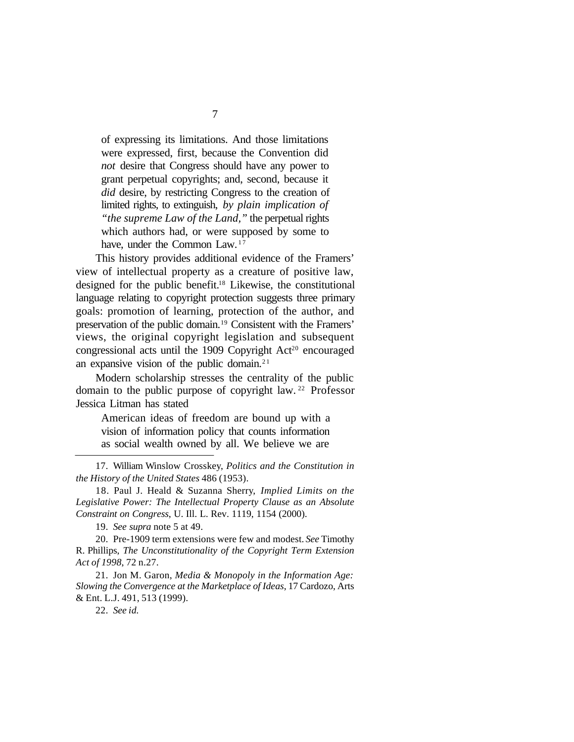> of expressing its limitations. And those limitations were expressed, first, because the Convention did *not* desire that Congress should have any power to grant perpetual copyrights; and, second, because it *did* desire, by restricting Congress to the creation of limited rights, to extinguish, *by plain implication of "the supreme Law of the Land,"* the perpetual rights which authors had, or were supposed by some to have, under the Common Law.[17]

This history provides additional evidence of the Framers' view of intellectual property as a creature of positive law, designed for the public benefit.[18] Likewise, the constitutional language relating to copyright protection suggests three primary goals: promotion of learning, protection of the author, and preservation of the public domain.[19] Consistent with the Framers' views, the original copyright legislation and subsequent congressional acts until the 1909 Copyright Act[20] encouraged an expansive vision of the public domain.[21]

Modern scholarship stresses the centrality of the public domain to the public purpose of copyright law.[22] Professor Jessica Litman has stated

> American ideas of freedom are bound up with a vision of information policy that counts information as social wealth owned by all. We believe we are

---

17. William Winslow Crosskey, *Politics and the Constitution in the History of the United States* 486 (1953).

18. Paul J. Heald & Suzanna Sherry, *Implied Limits on the Legislative Power: The Intellectual Property Clause as an Absolute Constraint on Congress*, U. Ill. L. Rev. 1119, 1154 (2000).

19. *See supra* note 5 at 49.

20. Pre-1909 term extensions were few and modest. *See* Timothy R. Phillips, *The Unconstitutionality of the Copyright Term Extension Act of 1998*, 72 n.27.

21. Jon M. Garon, *Media & Monopoly in the Information Age: Slowing the Convergence at the Marketplace of Ideas*, 17 Cardozo, Arts & Ent. L.J. 491, 513 (1999).

22. *See id.*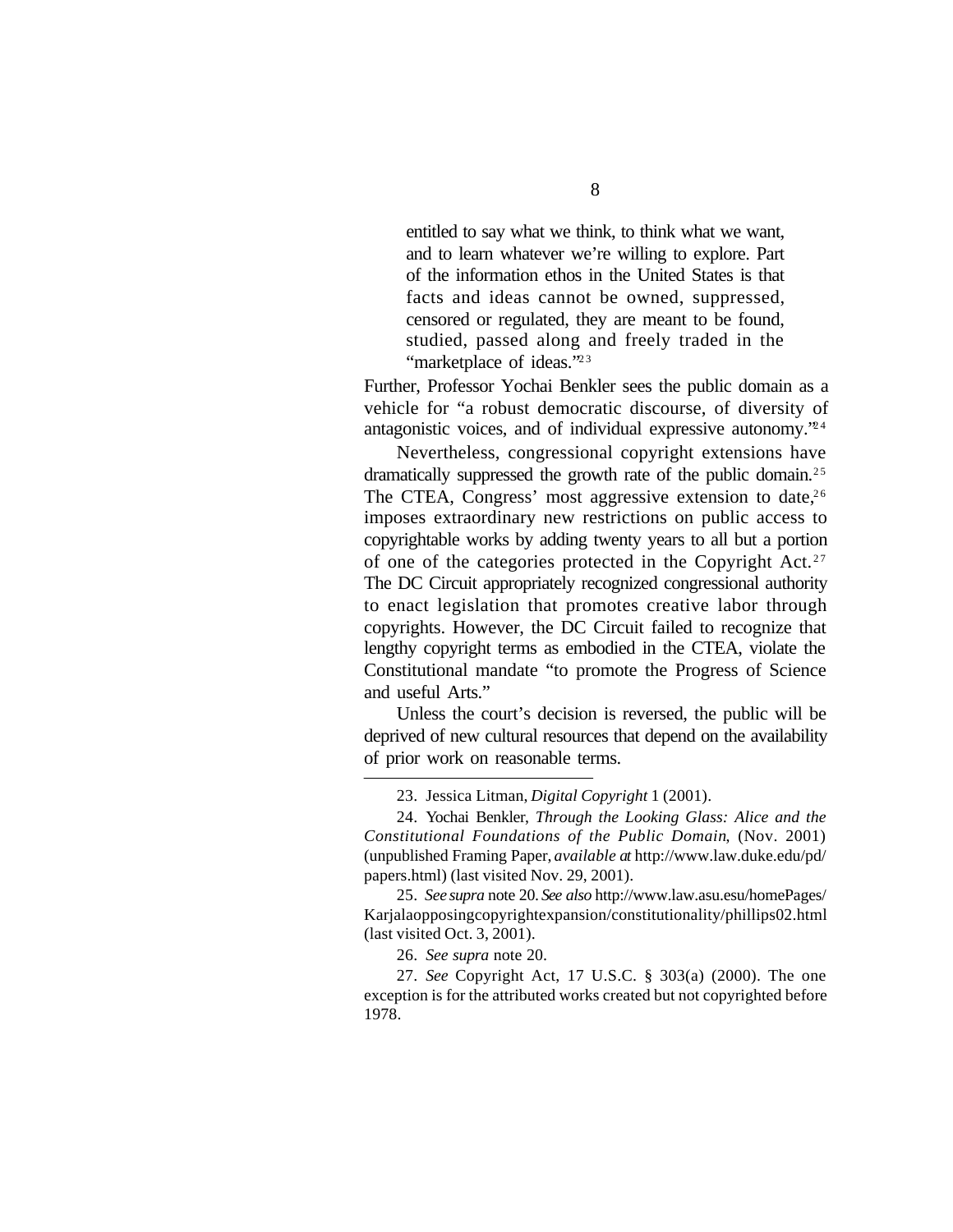> entitled to say what we think, to think what we want, and to learn whatever we're willing to explore. Part of the information ethos in the United States is that facts and ideas cannot be owned, suppressed, censored or regulated, they are meant to be found, studied, passed along and freely traded in the "marketplace of ideas."[23]

Further, Professor Yochai Benkler sees the public domain as a vehicle for "a robust democratic discourse, of diversity of antagonistic voices, and of individual expressive autonomy."[24]

Nevertheless, congressional copyright extensions have dramatically suppressed the growth rate of the public domain.[25] The CTEA, Congress' most aggressive extension to date,[26] imposes extraordinary new restrictions on public access to copyrightable works by adding twenty years to all but a portion of one of the categories protected in the Copyright Act.[27] The DC Circuit appropriately recognized congressional authority to enact legislation that promotes creative labor through copyrights. However, the DC Circuit failed to recognize that lengthy copyright terms as embodied in the CTEA, violate the Constitutional mandate "to promote the Progress of Science and useful Arts."

Unless the court's decision is reversed, the public will be deprived of new cultural resources that depend on the availability of prior work on reasonable terms.

---

23. Jessica Litman, *Digital Copyright* 1 (2001).

24. Yochai Benkler, *Through the Looking Glass: Alice and the Constitutional Foundations of the Public Domain*, (Nov. 2001) (unpublished Framing Paper, *available at* http://www.law.duke.edu/pd/papers.html) (last visited Nov. 29, 2001).

25. *See supra* note 20. *See also* http://www.law.asu.esu/homePages/Karjalaopposingcopyrightexpansion/constitutionality/phillips02.html (last visited Oct. 3, 2001).

26. *See supra* note 20.

27. *See* Copyright Act, 17 U.S.C. § 303(a) (2000). The one exception is for the attributed works created but not copyrighted before 1978.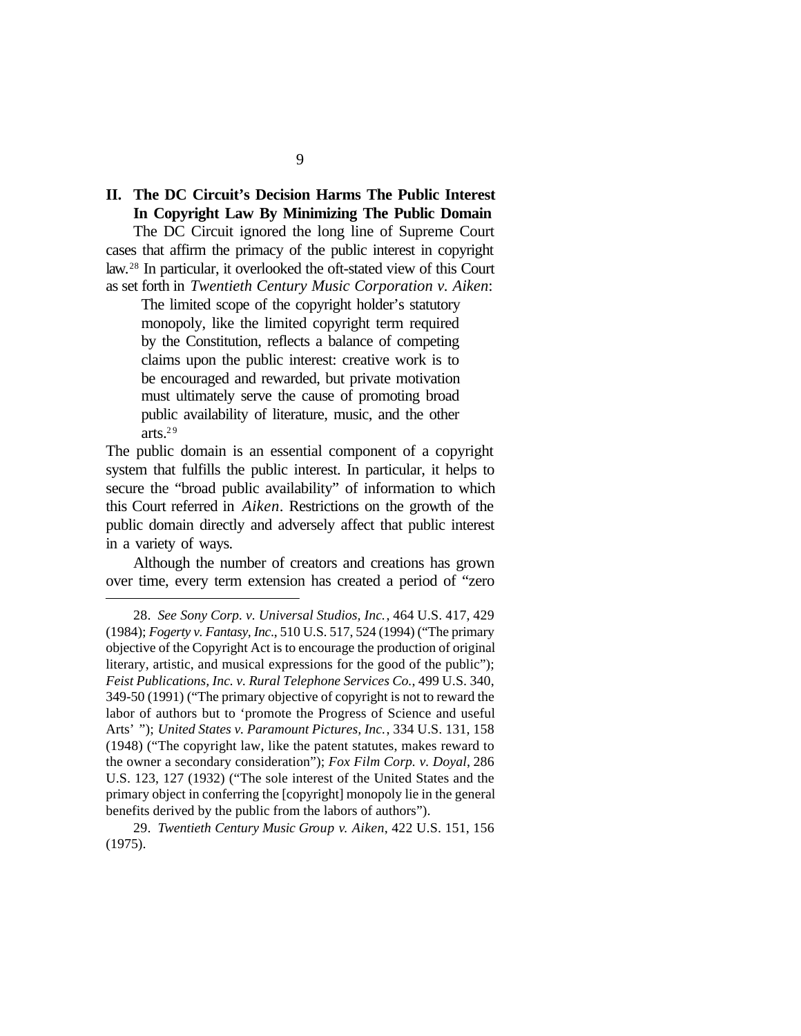## II. The DC Circuit's Decision Harms The Public Interest In Copyright Law By Minimizing The Public Domain

The DC Circuit ignored the long line of Supreme Court cases that affirm the primacy of the public interest in copyright law.[28] In particular, it overlooked the oft-stated view of this Court as set forth in *Twentieth Century Music Corporation v. Aiken*:

> The limited scope of the copyright holder's statutory monopoly, like the limited copyright term required by the Constitution, reflects a balance of competing claims upon the public interest: creative work is to be encouraged and rewarded, but private motivation must ultimately serve the cause of promoting broad public availability of literature, music, and the other arts.[29]

The public domain is an essential component of a copyright system that fulfills the public interest. In particular, it helps to secure the "broad public availability" of information to which this Court referred in *Aiken*. Restrictions on the growth of the public domain directly and adversely affect that public interest in a variety of ways.

Although the number of creators and creations has grown over time, every term extension has created a period of "zero

---

28. *See Sony Corp. v. Universal Studios, Inc.*, 464 U.S. 417, 429 (1984); *Fogerty v. Fantasy, Inc*., 510 U.S. 517, 524 (1994) ("The primary objective of the Copyright Act is to encourage the production of original literary, artistic, and musical expressions for the good of the public"); *Feist Publications, Inc. v. Rural Telephone Services Co.*, 499 U.S. 340, 349-50 (1991) ("The primary objective of copyright is not to reward the labor of authors but to 'promote the Progress of Science and useful Arts' "); *United States v. Paramount Pictures, Inc.*, 334 U.S. 131, 158 (1948) ("The copyright law, like the patent statutes, makes reward to the owner a secondary consideration"); *Fox Film Corp. v. Doyal*, 286 U.S. 123, 127 (1932) ("The sole interest of the United States and the primary object in conferring the [copyright] monopoly lie in the general benefits derived by the public from the labors of authors").

29. *Twentieth Century Music Group v. Aiken*, 422 U.S. 151, 156 (1975).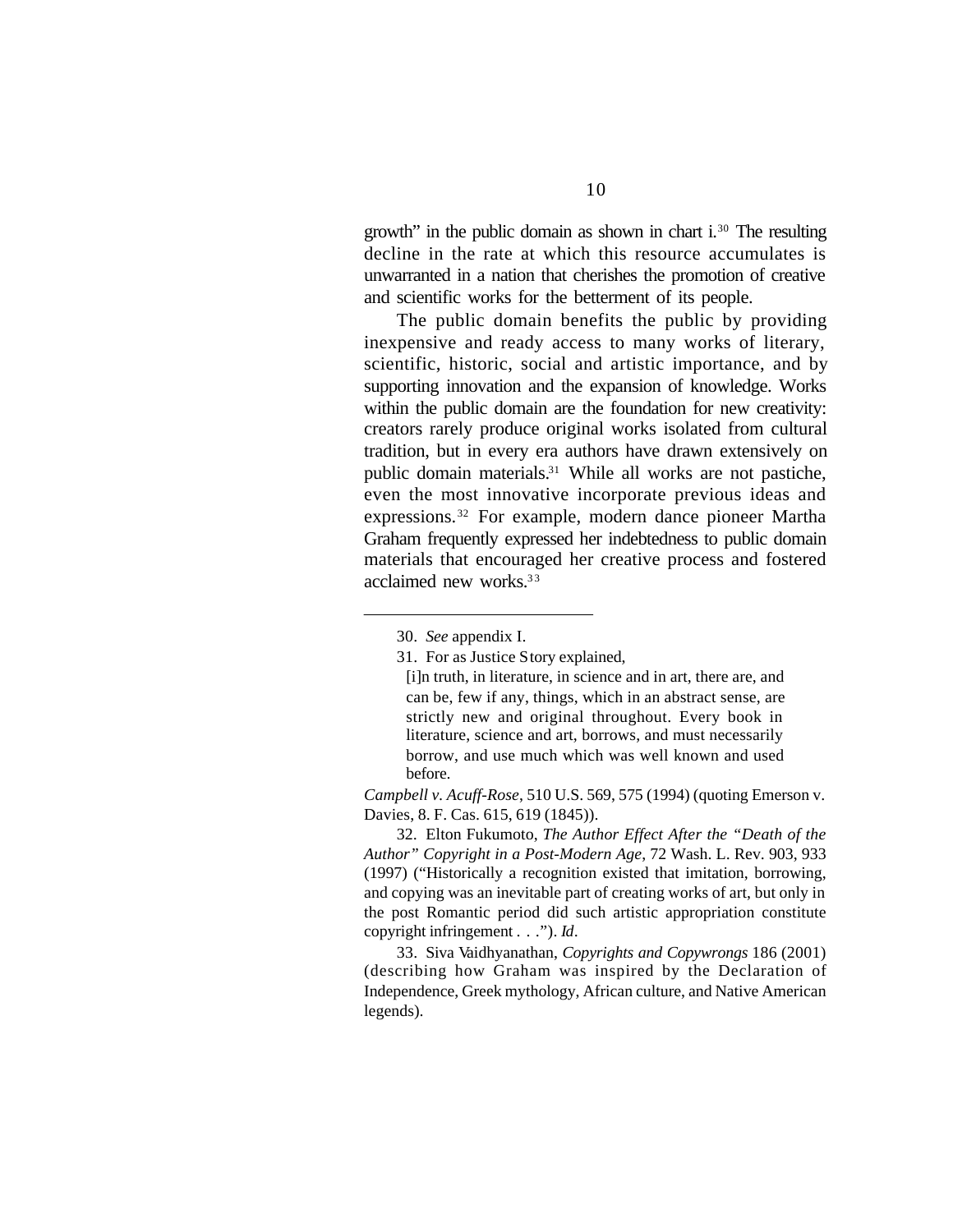growth" in the public domain as shown in chart i.[30] The resulting decline in the rate at which this resource accumulates is unwarranted in a nation that cherishes the promotion of creative and scientific works for the betterment of its people.

The public domain benefits the public by providing inexpensive and ready access to many works of literary, scientific, historic, social and artistic importance, and by supporting innovation and the expansion of knowledge. Works within the public domain are the foundation for new creativity: creators rarely produce original works isolated from cultural tradition, but in every era authors have drawn extensively on public domain materials.[31] While all works are not pastiche, even the most innovative incorporate previous ideas and expressions.[32] For example, modern dance pioneer Martha Graham frequently expressed her indebtedness to public domain materials that encouraged her creative process and fostered acclaimed new works.[33]

---

30. *See* appendix I.

31. For as Justice Story explained,

> [i]n truth, in literature, in science and in art, there are, and can be, few if any, things, which in an abstract sense, are strictly new and original throughout. Every book in literature, science and art, borrows, and must necessarily borrow, and use much which was well known and used before.

*Campbell v. Acuff-Rose*, 510 U.S. 569, 575 (1994) (quoting Emerson v. Davies, 8. F. Cas. 615, 619 (1845)).

32. Elton Fukumoto, *The Author Effect After the "Death of the Author" Copyright in a Post-Modern Age*, 72 Wash. L. Rev. 903, 933 (1997) ("Historically a recognition existed that imitation, borrowing, and copying was an inevitable part of creating works of art, but only in the post Romantic period did such artistic appropriation constitute copyright infringement . . ."). *Id*.

33. Siva Vaidhyanathan, *Copyrights and Copywrongs* 186 (2001) (describing how Graham was inspired by the Declaration of Independence, Greek mythology, African culture, and Native American legends).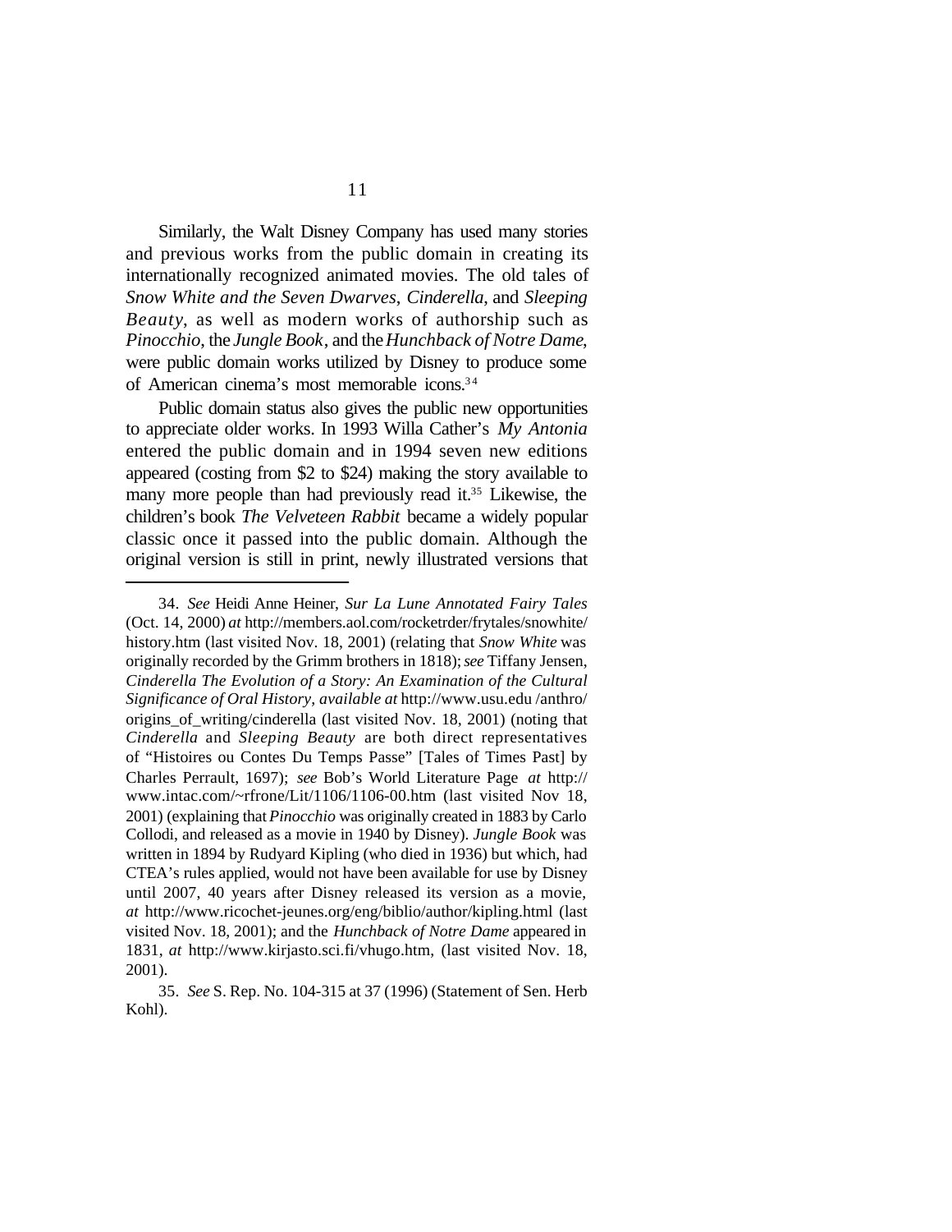Similarly, the Walt Disney Company has used many stories and previous works from the public domain in creating its internationally recognized animated movies. The old tales of *Snow White and the Seven Dwarves*, *Cinderella*, and *Sleeping Beauty*, as well as modern works of authorship such as *Pinocchio*, the *Jungle Book*, and the *Hunchback of Notre Dame*, were public domain works utilized by Disney to produce some of American cinema's most memorable icons.[34]

Public domain status also gives the public new opportunities to appreciate older works. In 1993 Willa Cather's *My Antonia* entered the public domain and in 1994 seven new editions appeared (costing from $2 to $24) making the story available to many more people than had previously read it.[35] Likewise, the children's book *The Velveteen Rabbit* became a widely popular classic once it passed into the public domain. Although the original version is still in print, newly illustrated versions that

---

34. *See* Heidi Anne Heiner, *Sur La Lune Annotated Fairy Tales* (Oct. 14, 2000) *at* http://members.aol.com/rocketrder/frytales/snowhite/history.htm (last visited Nov. 18, 2001) (relating that *Snow White* was originally recorded by the Grimm brothers in 1818); *see* Tiffany Jensen, *Cinderella The Evolution of a Story: An Examination of the Cultural Significance of Oral History*, *available at* http://www.usu.edu /anthro/origins_of_writing/cinderella (last visited Nov. 18, 2001) (noting that *Cinderella* and *Sleeping Beauty* are both direct representatives of "Histoires ou Contes Du Temps Passe" [Tales of Times Past] by Charles Perrault, 1697); *see* Bob's World Literature Page *at* http://www.intac.com/~rfrone/Lit/1106/1106-00.htm (last visited Nov 18, 2001) (explaining that *Pinocchio* was originally created in 1883 by Carlo Collodi, and released as a movie in 1940 by Disney). *Jungle Book* was written in 1894 by Rudyard Kipling (who died in 1936) but which, had CTEA's rules applied, would not have been available for use by Disney until 2007, 40 years after Disney released its version as a movie, *at* http://www.ricochet-jeunes.org/eng/biblio/author/kipling.html (last visited Nov. 18, 2001); and the *Hunchback of Notre Dame* appeared in 1831, *at* http://www.kirjasto.sci.fi/vhugo.htm, (last visited Nov. 18, 2001).

35. *See* S. Rep. No. 104-315 at 37 (1996) (Statement of Sen. Herb Kohl).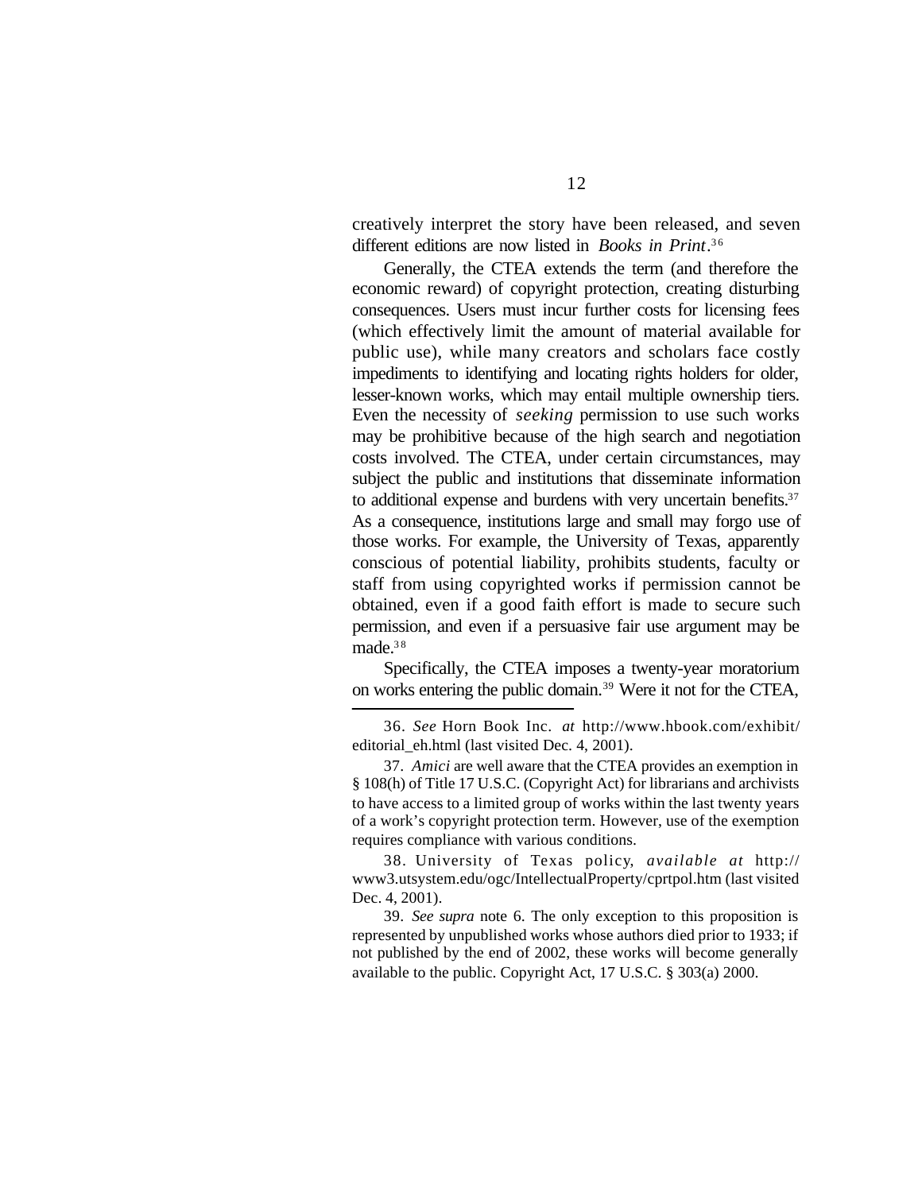creatively interpret the story have been released, and seven different editions are now listed in *Books in Print*.[36]

Generally, the CTEA extends the term (and therefore the economic reward) of copyright protection, creating disturbing consequences. Users must incur further costs for licensing fees (which effectively limit the amount of material available for public use), while many creators and scholars face costly impediments to identifying and locating rights holders for older, lesser-known works, which may entail multiple ownership tiers. Even the necessity of *seeking* permission to use such works may be prohibitive because of the high search and negotiation costs involved. The CTEA, under certain circumstances, may subject the public and institutions that disseminate information to additional expense and burdens with very uncertain benefits.[37] As a consequence, institutions large and small may forgo use of those works. For example, the University of Texas, apparently conscious of potential liability, prohibits students, faculty or staff from using copyrighted works if permission cannot be obtained, even if a good faith effort is made to secure such permission, and even if a persuasive fair use argument may be made.[38]

Specifically, the CTEA imposes a twenty-year moratorium on works entering the public domain.[39] Were it not for the CTEA,

---

36. *See* Horn Book Inc. *at* http://www.hbook.com/exhibit/editorial_eh.html (last visited Dec. 4, 2001).

37. *Amici* are well aware that the CTEA provides an exemption in § 108(h) of Title 17 U.S.C. (Copyright Act) for librarians and archivists to have access to a limited group of works within the last twenty years of a work's copyright protection term. However, use of the exemption requires compliance with various conditions.

38. University of Texas policy, *available at* http://www3.utsystem.edu/ogc/IntellectualProperty/cprtpol.htm (last visited Dec. 4, 2001).

39. *See supra* note 6. The only exception to this proposition is represented by unpublished works whose authors died prior to 1933; if not published by the end of 2002, these works will become generally available to the public. Copyright Act, 17 U.S.C. § 303(a) 2000.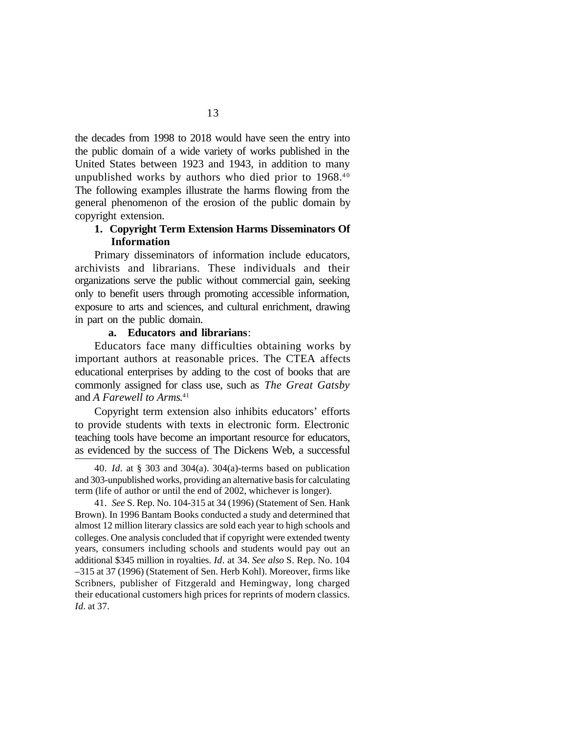the decades from 1998 to 2018 would have seen the entry into the public domain of a wide variety of works published in the United States between 1923 and 1943, in addition to many unpublished works by authors who died prior to 1968.[40] The following examples illustrate the harms flowing from the general phenomenon of the erosion of the public domain by copyright extension.

### 1. Copyright Term Extension Harms Disseminators Of Information

Primary disseminators of information include educators, archivists and librarians. These individuals and their organizations serve the public without commercial gain, seeking only to benefit users through promoting accessible information, exposure to arts and sciences, and cultural enrichment, drawing in part on the public domain.

#### a. Educators and librarians:

Educators face many difficulties obtaining works by important authors at reasonable prices. The CTEA affects educational enterprises by adding to the cost of books that are commonly assigned for class use, such as *The Great Gatsby* and *A Farewell to Arms*.[41]

Copyright term extension also inhibits educators' efforts to provide students with texts in electronic form. Electronic teaching tools have become an important resource for educators, as evidenced by the success of The Dickens Web, a successful

---

40. *Id*. at § 303 and 304(a). 304(a)-terms based on publication and 303-unpublished works, providing an alternative basis for calculating term (life of author or until the end of 2002, whichever is longer).

41. *See* S. Rep. No. 104-315 at 34 (1996) (Statement of Sen. Hank Brown). In 1996 Bantam Books conducted a study and determined that almost 12 million literary classics are sold each year to high schools and colleges. One analysis concluded that if copyright were extended twenty years, consumers including schools and students would pay out an additional $345 million in royalties. *Id*. at 34. *See also* S. Rep. No. 104 –315 at 37 (1996) (Statement of Sen. Herb Kohl). Moreover, firms like Scribners, publisher of Fitzgerald and Hemingway, long charged their educational customers high prices for reprints of modern classics. *Id*. at 37.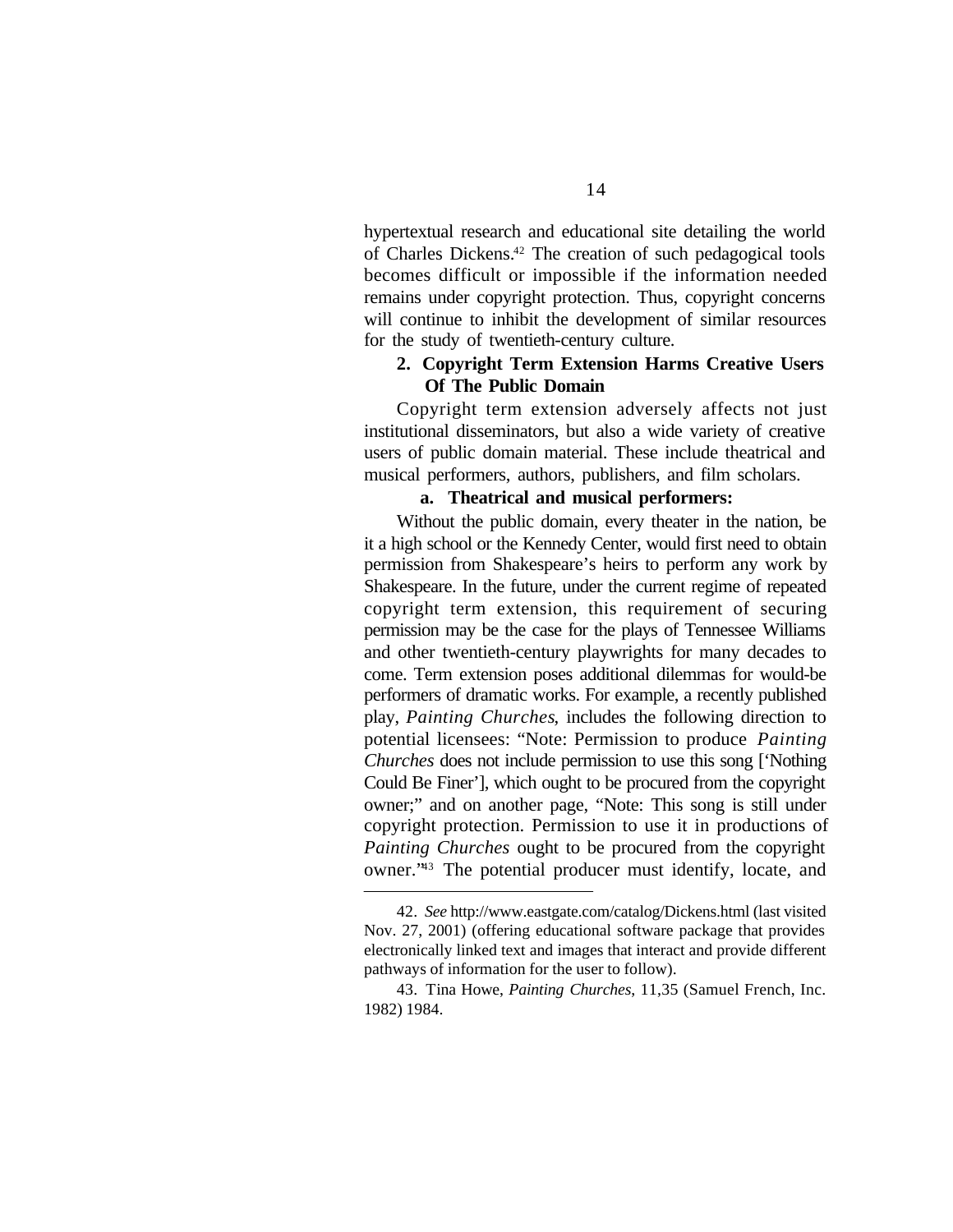hypertextual research and educational site detailing the world of Charles Dickens.[42] The creation of such pedagogical tools becomes difficult or impossible if the information needed remains under copyright protection. Thus, copyright concerns will continue to inhibit the development of similar resources for the study of twentieth-century culture.

### 2. Copyright Term Extension Harms Creative Users Of The Public Domain

Copyright term extension adversely affects not just institutional disseminators, but also a wide variety of creative users of public domain material. These include theatrical and musical performers, authors, publishers, and film scholars.

#### a. Theatrical and musical performers:

Without the public domain, every theater in the nation, be it a high school or the Kennedy Center, would first need to obtain permission from Shakespeare's heirs to perform any work by Shakespeare. In the future, under the current regime of repeated copyright term extension, this requirement of securing permission may be the case for the plays of Tennessee Williams and other twentieth-century playwrights for many decades to come. Term extension poses additional dilemmas for would-be performers of dramatic works. For example, a recently published play, *Painting Churches*, includes the following direction to potential licensees: "Note: Permission to produce *Painting Churches* does not include permission to use this song ['Nothing Could Be Finer'], which ought to be procured from the copyright owner;" and on another page, "Note: This song is still under copyright protection. Permission to use it in productions of *Painting Churches* ought to be procured from the copyright owner."[43] The potential producer must identify, locate, and

---

42. *See* http://www.eastgate.com/catalog/Dickens.html (last visited Nov. 27, 2001) (offering educational software package that provides electronically linked text and images that interact and provide different pathways of information for the user to follow).

43. Tina Howe, *Painting Churches*, 11,35 (Samuel French, Inc. 1982) 1984.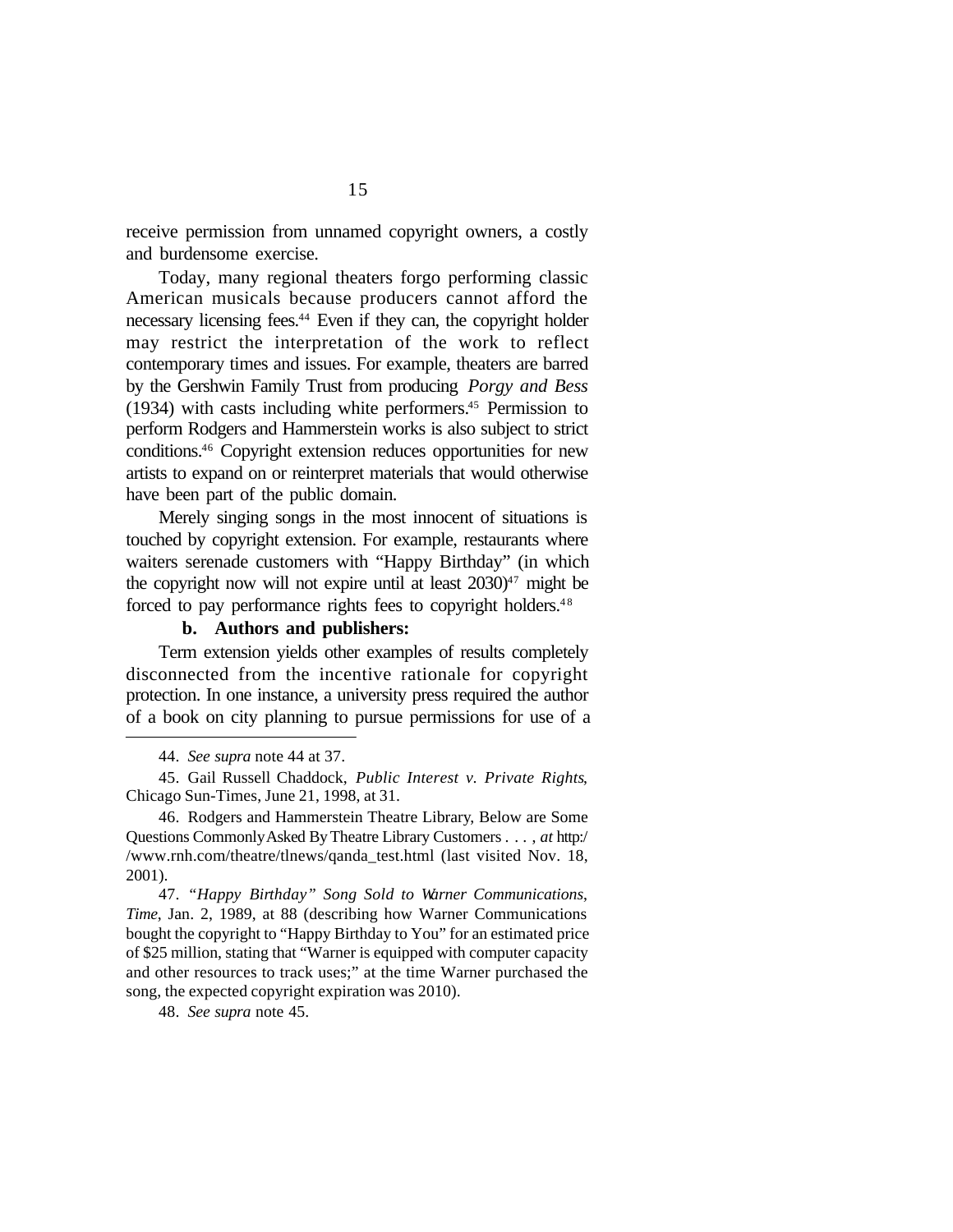receive permission from unnamed copyright owners, a costly and burdensome exercise.

Today, many regional theaters forgo performing classic American musicals because producers cannot afford the necessary licensing fees.[44] Even if they can, the copyright holder may restrict the interpretation of the work to reflect contemporary times and issues. For example, theaters are barred by the Gershwin Family Trust from producing *Porgy and Bess* (1934) with casts including white performers.[45] Permission to perform Rodgers and Hammerstein works is also subject to strict conditions.[46] Copyright extension reduces opportunities for new artists to expand on or reinterpret materials that would otherwise have been part of the public domain.

Merely singing songs in the most innocent of situations is touched by copyright extension. For example, restaurants where waiters serenade customers with "Happy Birthday" (in which the copyright now will not expire until at least 2030)[47] might be forced to pay performance rights fees to copyright holders.[48]

**b. Authors and publishers:**

Term extension yields other examples of results completely disconnected from the incentive rationale for copyright protection. In one instance, a university press required the author of a book on city planning to pursue permissions for use of a

---

44. *See supra* note 44 at 37.

45. Gail Russell Chaddock, *Public Interest v. Private Rights*, Chicago Sun-Times, June 21, 1998, at 31.

46. Rodgers and Hammerstein Theatre Library, Below are Some Questions Commonly Asked By Theatre Library Customers . . . , *at* http://www.rnh.com/theatre/tlnews/qanda_test.html (last visited Nov. 18, 2001).

47. *"Happy Birthday" Song Sold to Warner Communications*, *Time*, Jan. 2, 1989, at 88 (describing how Warner Communications bought the copyright to "Happy Birthday to You" for an estimated price of $25 million, stating that "Warner is equipped with computer capacity and other resources to track uses;" at the time Warner purchased the song, the expected copyright expiration was 2010).

48. *See supra* note 45.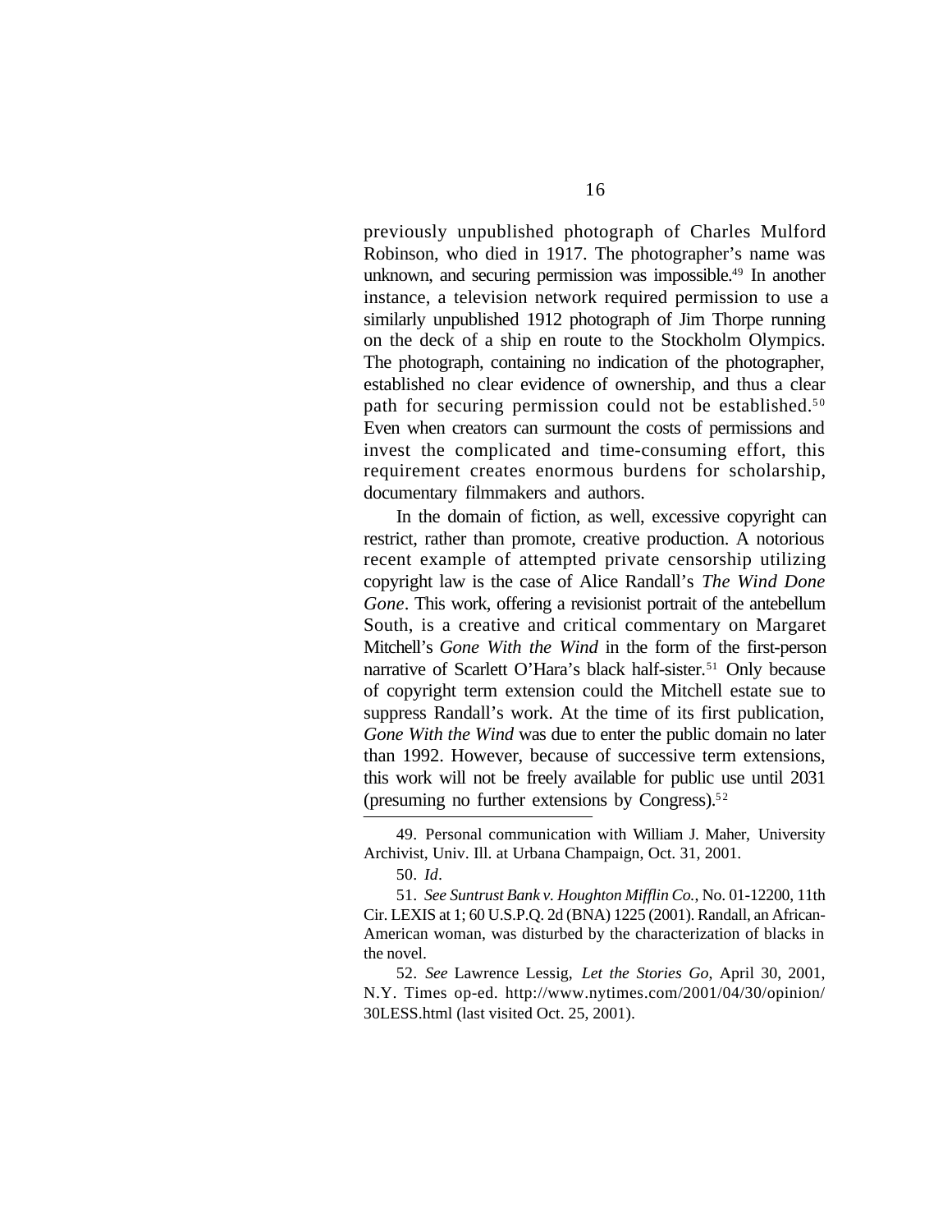previously unpublished photograph of Charles Mulford Robinson, who died in 1917. The photographer's name was unknown, and securing permission was impossible.[49] In another instance, a television network required permission to use a similarly unpublished 1912 photograph of Jim Thorpe running on the deck of a ship en route to the Stockholm Olympics. The photograph, containing no indication of the photographer, established no clear evidence of ownership, and thus a clear path for securing permission could not be established.[50] Even when creators can surmount the costs of permissions and invest the complicated and time-consuming effort, this requirement creates enormous burdens for scholarship, documentary filmmakers and authors.

In the domain of fiction, as well, excessive copyright can restrict, rather than promote, creative production. A notorious recent example of attempted private censorship utilizing copyright law is the case of Alice Randall's *The Wind Done Gone*. This work, offering a revisionist portrait of the antebellum South, is a creative and critical commentary on Margaret Mitchell's *Gone With the Wind* in the form of the first-person narrative of Scarlett O'Hara's black half-sister.[51] Only because of copyright term extension could the Mitchell estate sue to suppress Randall's work. At the time of its first publication, *Gone With the Wind* was due to enter the public domain no later than 1992. However, because of successive term extensions, this work will not be freely available for public use until 2031 (presuming no further extensions by Congress).[52]

---

49. Personal communication with William J. Maher, University Archivist, Univ. Ill. at Urbana Champaign, Oct. 31, 2001.

50. *Id*.

51. *See Suntrust Bank v. Houghton Mifflin Co.*, No. 01-12200, 11th Cir. LEXIS at 1; 60 U.S.P.Q. 2d (BNA) 1225 (2001). Randall, an African-American woman, was disturbed by the characterization of blacks in the novel.

52. *See* Lawrence Lessig, *Let the Stories Go*, April 30, 2001, N.Y. Times op-ed. http://www.nytimes.com/2001/04/30/opinion/30LESS.html (last visited Oct. 25, 2001).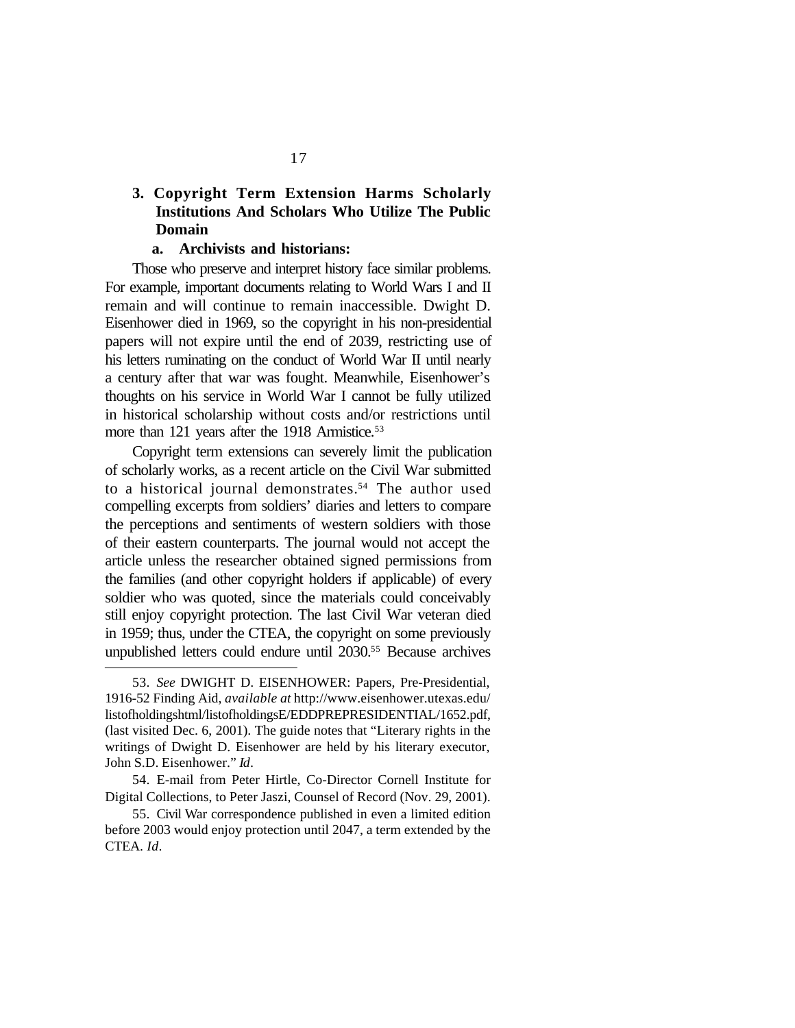### 3. Copyright Term Extension Harms Scholarly Institutions And Scholars Who Utilize The Public Domain

#### a. Archivists and historians:

Those who preserve and interpret history face similar problems. For example, important documents relating to World Wars I and II remain and will continue to remain inaccessible. Dwight D. Eisenhower died in 1969, so the copyright in his non-presidential papers will not expire until the end of 2039, restricting use of his letters ruminating on the conduct of World War II until nearly a century after that war was fought. Meanwhile, Eisenhower's thoughts on his service in World War I cannot be fully utilized in historical scholarship without costs and/or restrictions until more than 121 years after the 1918 Armistice.[53]

Copyright term extensions can severely limit the publication of scholarly works, as a recent article on the Civil War submitted to a historical journal demonstrates.[54] The author used compelling excerpts from soldiers' diaries and letters to compare the perceptions and sentiments of western soldiers with those of their eastern counterparts. The journal would not accept the article unless the researcher obtained signed permissions from the families (and other copyright holders if applicable) of every soldier who was quoted, since the materials could conceivably still enjoy copyright protection. The last Civil War veteran died in 1959; thus, under the CTEA, the copyright on some previously unpublished letters could endure until 2030.[55] Because archives

---

53. *See* DWIGHT D. EISENHOWER: Papers, Pre-Presidential, 1916-52 Finding Aid, *available at* http://www.eisenhower.utexas.edu/listofholdingshtml/listofholdingsE/EDDPREPRESIDENTIAL/1652.pdf, (last visited Dec. 6, 2001). The guide notes that "Literary rights in the writings of Dwight D. Eisenhower are held by his literary executor, John S.D. Eisenhower." *Id*.

54. E-mail from Peter Hirtle, Co-Director Cornell Institute for Digital Collections, to Peter Jaszi, Counsel of Record (Nov. 29, 2001).

55. Civil War correspondence published in even a limited edition before 2003 would enjoy protection until 2047, a term extended by the CTEA. *Id*.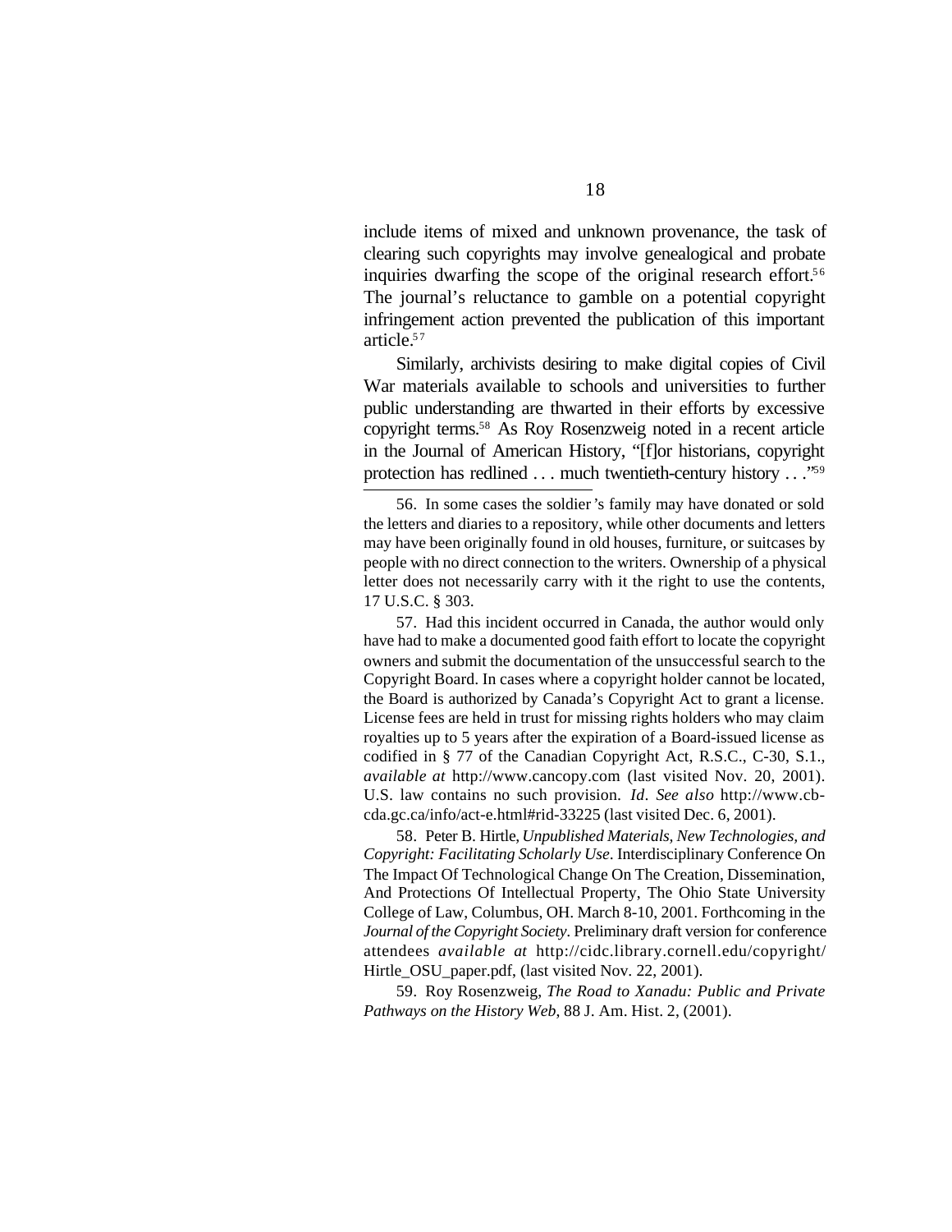include items of mixed and unknown provenance, the task of clearing such copyrights may involve genealogical and probate inquiries dwarfing the scope of the original research effort.[56] The journal's reluctance to gamble on a potential copyright infringement action prevented the publication of this important article.[57]

Similarly, archivists desiring to make digital copies of Civil War materials available to schools and universities to further public understanding are thwarted in their efforts by excessive copyright terms.[58] As Roy Rosenzweig noted in a recent article in the Journal of American History, "[f]or historians, copyright protection has redlined . . . much twentieth-century history . . ."[59]

---

56. In some cases the soldier's family may have donated or sold the letters and diaries to a repository, while other documents and letters may have been originally found in old houses, furniture, or suitcases by people with no direct connection to the writers. Ownership of a physical letter does not necessarily carry with it the right to use the contents, 17 U.S.C. § 303.

57. Had this incident occurred in Canada, the author would only have had to make a documented good faith effort to locate the copyright owners and submit the documentation of the unsuccessful search to the Copyright Board. In cases where a copyright holder cannot be located, the Board is authorized by Canada's Copyright Act to grant a license. License fees are held in trust for missing rights holders who may claim royalties up to 5 years after the expiration of a Board-issued license as codified in § 77 of the Canadian Copyright Act, R.S.C., C-30, S.1., *available at* http://www.cancopy.com (last visited Nov. 20, 2001). U.S. law contains no such provision. *Id*. *See also* http://www.cb-cda.gc.ca/info/act-e.html#rid-33225 (last visited Dec. 6, 2001).

58. Peter B. Hirtle, *Unpublished Materials, New Technologies, and Copyright: Facilitating Scholarly Use*. Interdisciplinary Conference On The Impact Of Technological Change On The Creation, Dissemination, And Protections Of Intellectual Property, The Ohio State University College of Law, Columbus, OH. March 8-10, 2001. Forthcoming in the *Journal of the Copyright Society*. Preliminary draft version for conference attendees *available at* http://cidc.library.cornell.edu/copyright/Hirtle_OSU_paper.pdf, (last visited Nov. 22, 2001).

59. Roy Rosenzweig, *The Road to Xanadu: Public and Private Pathways on the History Web*, 88 J. Am. Hist. 2, (2001).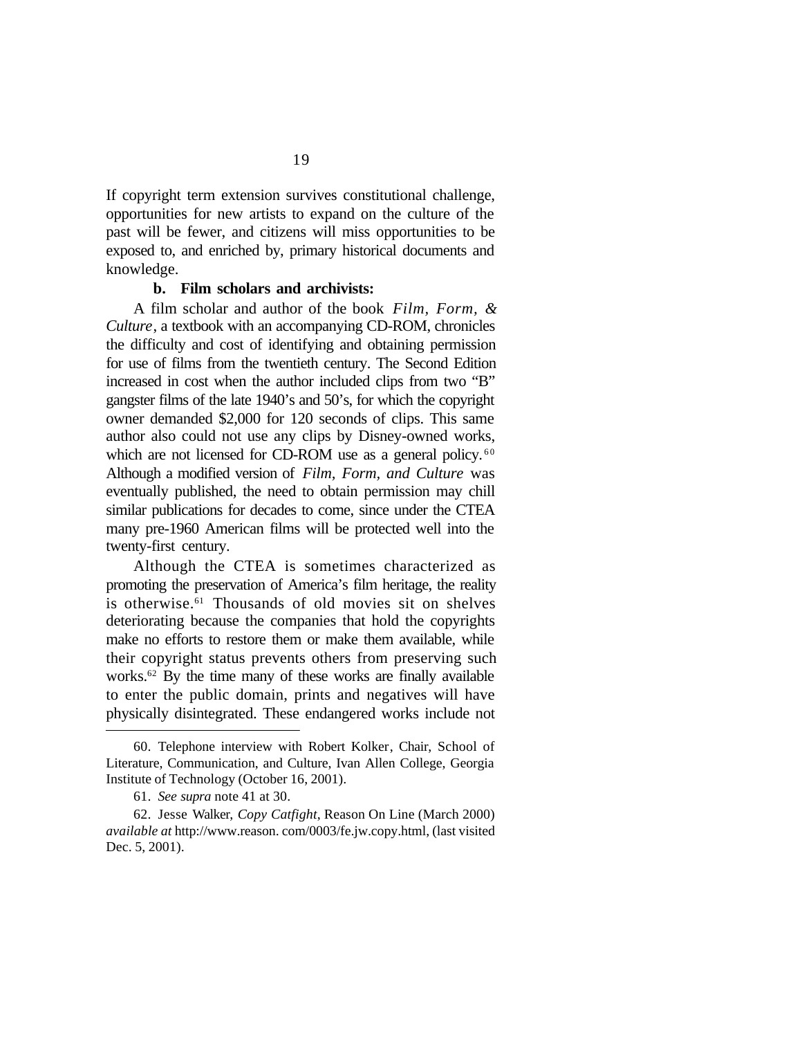If copyright term extension survives constitutional challenge, opportunities for new artists to expand on the culture of the past will be fewer, and citizens will miss opportunities to be exposed to, and enriched by, primary historical documents and knowledge.

**b. Film scholars and archivists:**

A film scholar and author of the book *Film, Form, & Culture*, a textbook with an accompanying CD-ROM, chronicles the difficulty and cost of identifying and obtaining permission for use of films from the twentieth century. The Second Edition increased in cost when the author included clips from two "B" gangster films of the late 1940's and 50's, for which the copyright owner demanded $2,000 for 120 seconds of clips. This same author also could not use any clips by Disney-owned works, which are not licensed for CD-ROM use as a general policy.[60] Although a modified version of *Film, Form, and Culture* was eventually published, the need to obtain permission may chill similar publications for decades to come, since under the CTEA many pre-1960 American films will be protected well into the twenty-first century.

Although the CTEA is sometimes characterized as promoting the preservation of America's film heritage, the reality is otherwise.[61] Thousands of old movies sit on shelves deteriorating because the companies that hold the copyrights make no efforts to restore them or make them available, while their copyright status prevents others from preserving such works.[62] By the time many of these works are finally available to enter the public domain, prints and negatives will have physically disintegrated. These endangered works include not

---

60. Telephone interview with Robert Kolker, Chair, School of Literature, Communication, and Culture, Ivan Allen College, Georgia Institute of Technology (October 16, 2001).

61. *See supra* note 41 at 30.

62. Jesse Walker, *Copy Catfight*, Reason On Line (March 2000) *available at* http://www.reason. com/0003/fe.jw.copy.html, (last visited Dec. 5, 2001).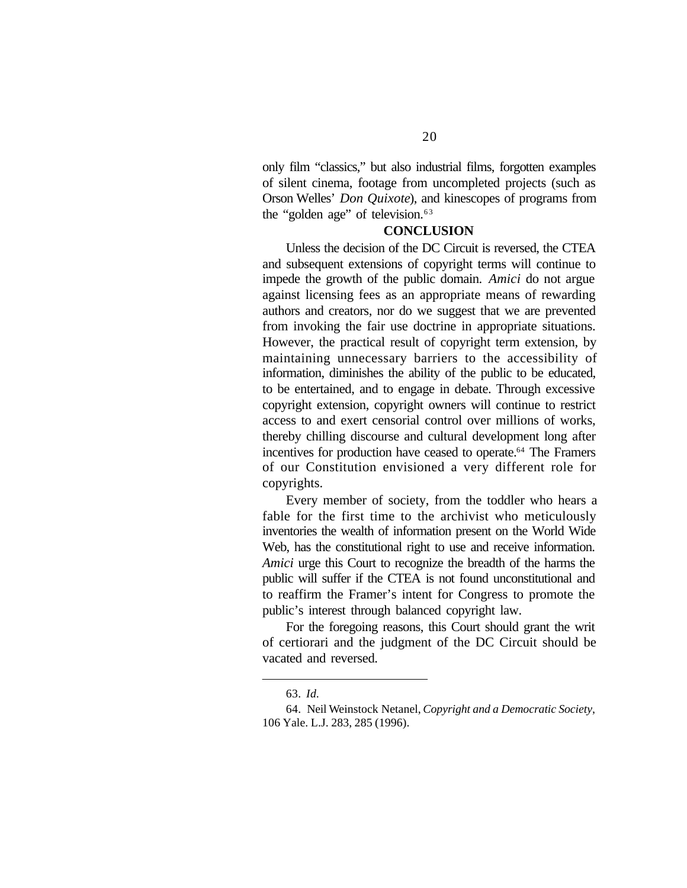only film "classics," but also industrial films, forgotten examples of silent cinema, footage from uncompleted projects (such as Orson Welles' *Don Quixote*), and kinescopes of programs from the "golden age" of television.[63]

## CONCLUSION

Unless the decision of the DC Circuit is reversed, the CTEA and subsequent extensions of copyright terms will continue to impede the growth of the public domain. *Amici* do not argue against licensing fees as an appropriate means of rewarding authors and creators, nor do we suggest that we are prevented from invoking the fair use doctrine in appropriate situations. However, the practical result of copyright term extension, by maintaining unnecessary barriers to the accessibility of information, diminishes the ability of the public to be educated, to be entertained, and to engage in debate. Through excessive copyright extension, copyright owners will continue to restrict access to and exert censorial control over millions of works, thereby chilling discourse and cultural development long after incentives for production have ceased to operate.[64] The Framers of our Constitution envisioned a very different role for copyrights.

Every member of society, from the toddler who hears a fable for the first time to the archivist who meticulously inventories the wealth of information present on the World Wide Web, has the constitutional right to use and receive information. *Amici* urge this Court to recognize the breadth of the harms the public will suffer if the CTEA is not found unconstitutional and to reaffirm the Framer's intent for Congress to promote the public's interest through balanced copyright law.

For the foregoing reasons, this Court should grant the writ of certiorari and the judgment of the DC Circuit should be vacated and reversed.

---

63. *Id.*

64. Neil Weinstock Netanel, *Copyright and a Democratic Society*, 106 Yale. L.J. 283, 285 (1996).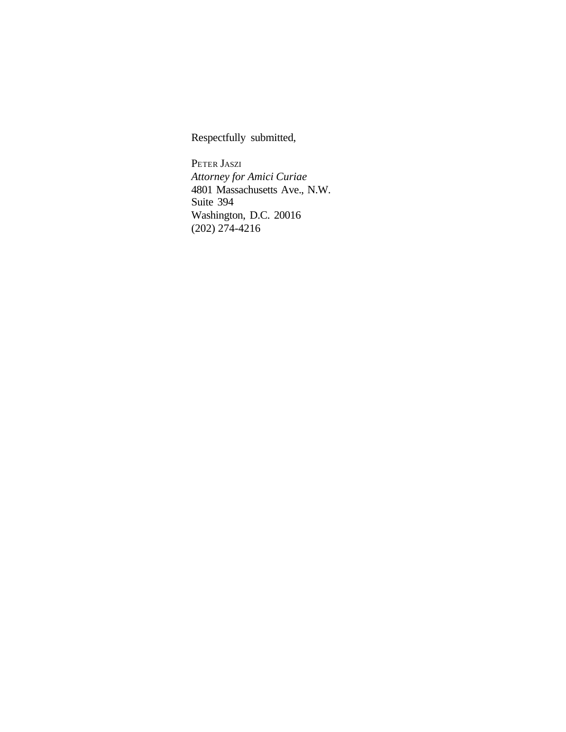Respectfully submitted,

PETER JASZI
*Attorney for Amici Curiae*
4801 Massachusetts Ave., N.W.
Suite 394
Washington, D.C. 20016
(202) 274-4216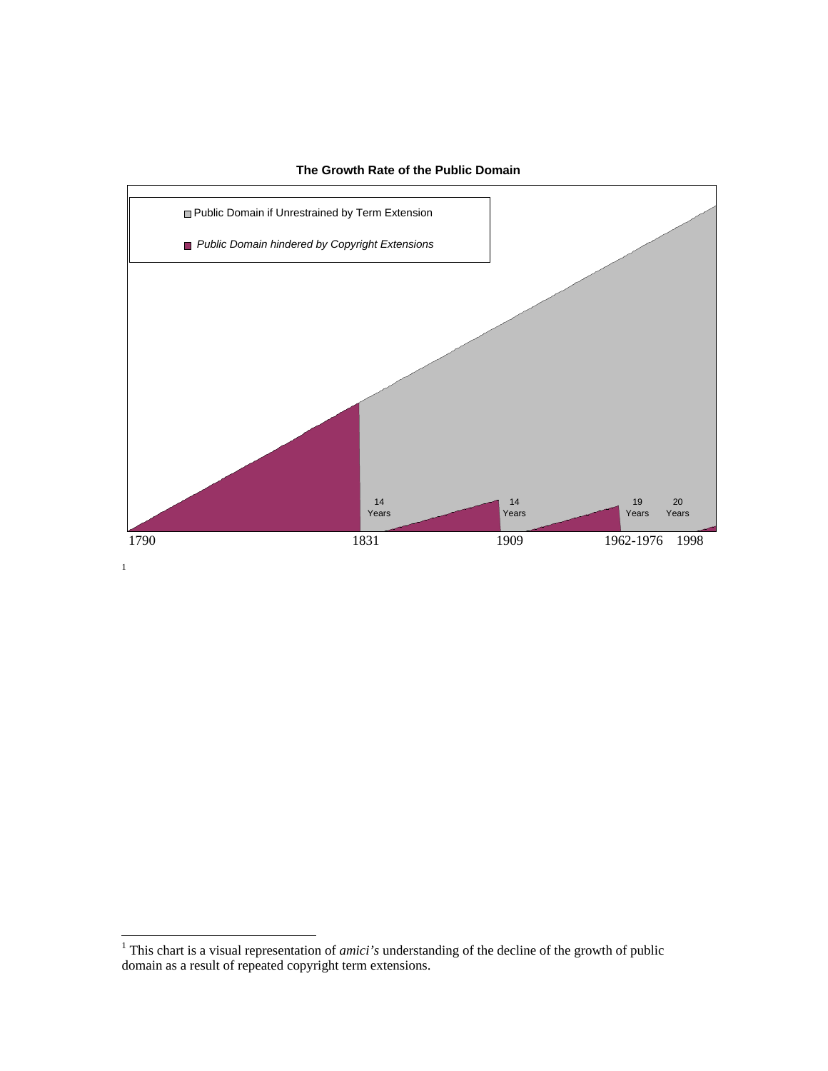**The Growth Rate of the Public Domain**

Public Domain if Unrestrained by Term Extension

*Public Domain hindered by Copyright Extensions*

14 Years

14 Years

19 Years

20 Years

1790 1831 1909 1962-1976 1998

[1]

---

[1] This chart is a visual representation of *amici's* understanding of the decline of the growth of public domain as a result of repeated copyright term extensions.